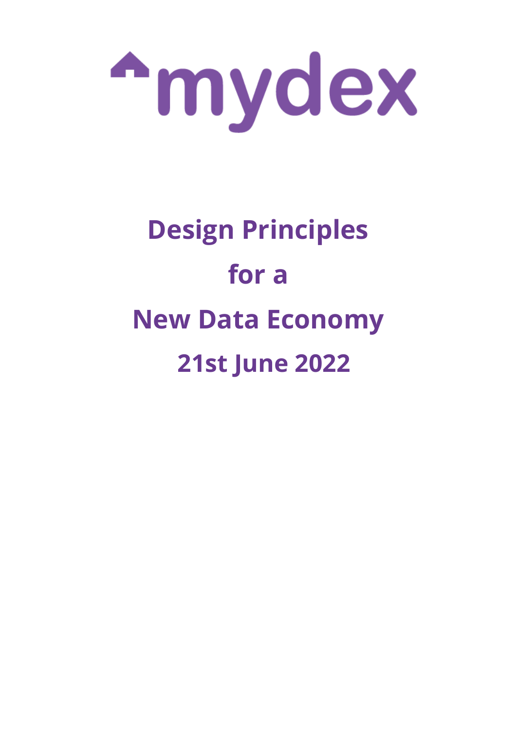mydex

# Design Principles for a New Data Economy

21st June 2022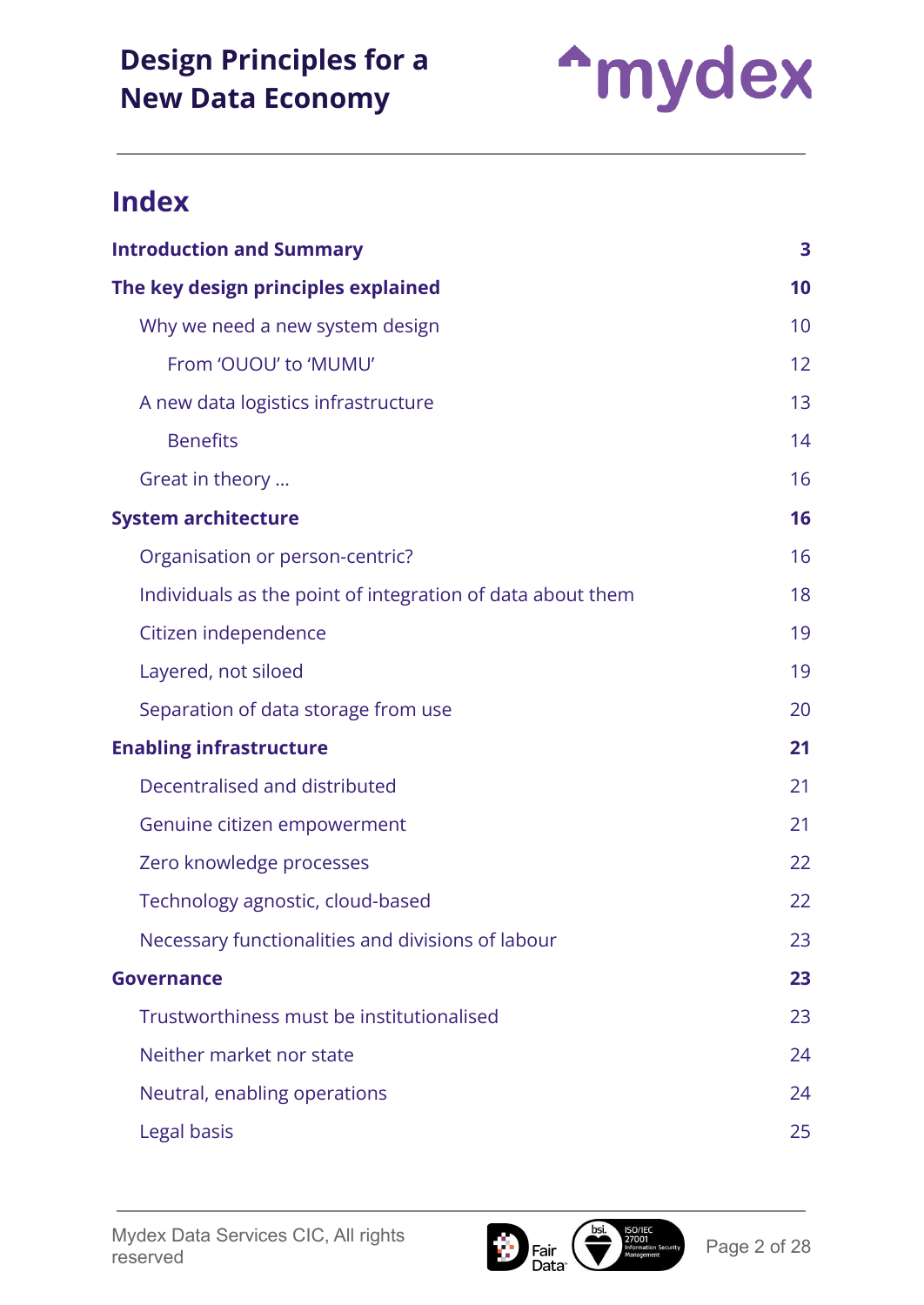# Index

| | |
|---|---|
| **Introduction and Summary** | **3** |
| **The key design principles explained** | **10** |
| Why we need a new system design | 10 |
| From 'OUOU' to 'MUMU' | 12 |
| A new data logistics infrastructure | 13 |
| Benefits | 14 |
| Great in theory … | 16 |
| **System architecture** | **16** |
| Organisation or person-centric? | 16 |
| Individuals as the point of integration of data about them | 18 |
| Citizen independence | 19 |
| Layered, not siloed | 19 |
| Separation of data storage from use | 20 |
| **Enabling infrastructure** | **21** |
| Decentralised and distributed | 21 |
| Genuine citizen empowerment | 21 |
| Zero knowledge processes | 22 |
| Technology agnostic, cloud-based | 22 |
| Necessary functionalities and divisions of labour | 23 |
| **Governance** | **23** |
| Trustworthiness must be institutionalised | 23 |
| Neither market nor state | 24 |
| Neutral, enabling operations | 24 |
| Legal basis | 25 |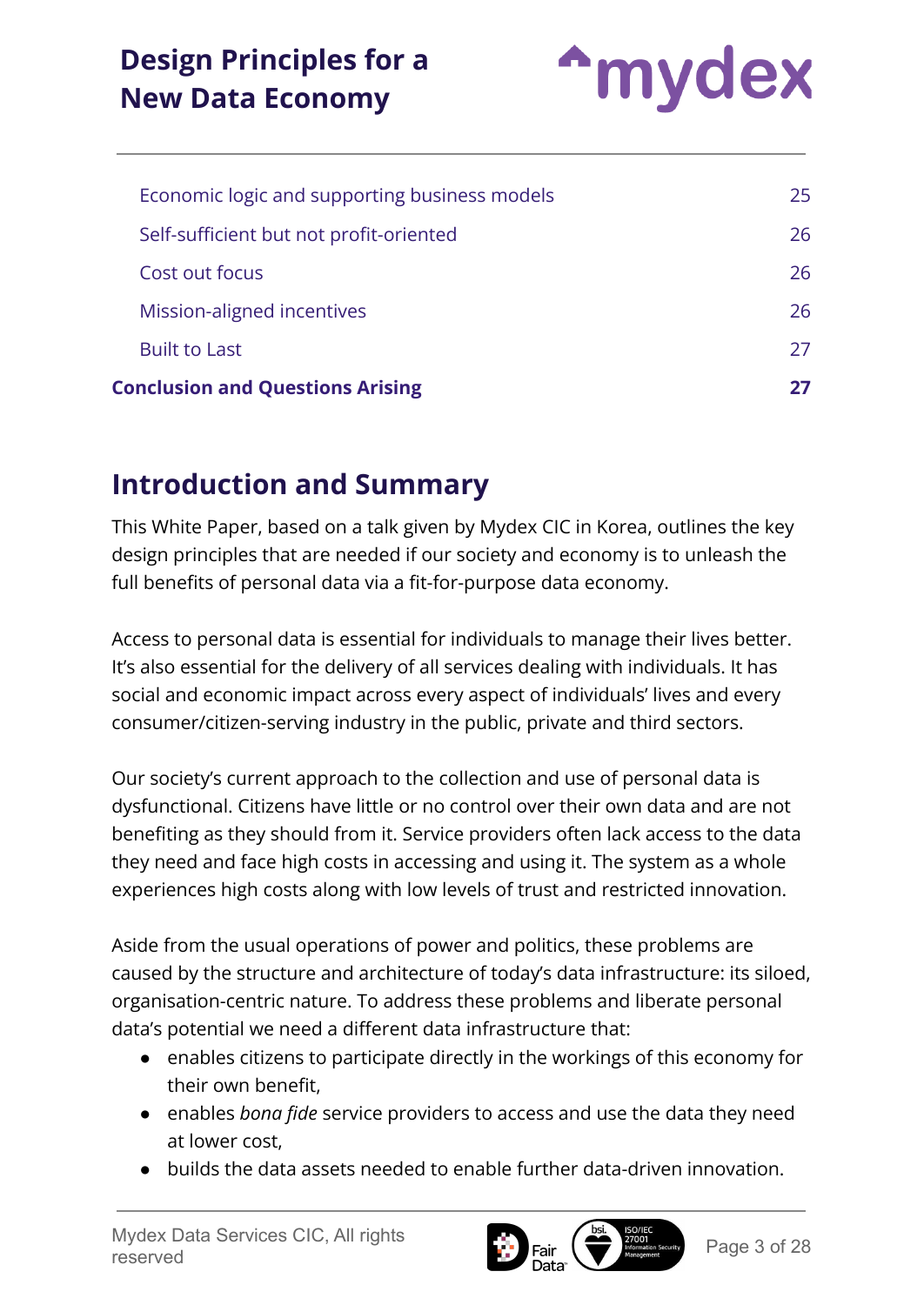| | |
|---|---|
| Economic logic and supporting business models | 25 |
| Self-sufficient but not profit-oriented | 26 |
| Cost out focus | 26 |
| Mission-aligned incentives | 26 |
| Built to Last | 27 |
| **Conclusion and Questions Arising** | **27** |

## Introduction and Summary

This White Paper, based on a talk given by Mydex CIC in Korea, outlines the key design principles that are needed if our society and economy is to unleash the full benefits of personal data via a fit-for-purpose data economy.

Access to personal data is essential for individuals to manage their lives better. It's also essential for the delivery of all services dealing with individuals. It has social and economic impact across every aspect of individuals' lives and every consumer/citizen-serving industry in the public, private and third sectors.

Our society's current approach to the collection and use of personal data is dysfunctional. Citizens have little or no control over their own data and are not benefiting as they should from it. Service providers often lack access to the data they need and face high costs in accessing and using it. The system as a whole experiences high costs along with low levels of trust and restricted innovation.

Aside from the usual operations of power and politics, these problems are caused by the structure and architecture of today's data infrastructure: its siloed, organisation-centric nature. To address these problems and liberate personal data's potential we need a different data infrastructure that:

- enables citizens to participate directly in the workings of this economy for their own benefit,
- enables *bona fide* service providers to access and use the data they need at lower cost,
- builds the data assets needed to enable further data-driven innovation.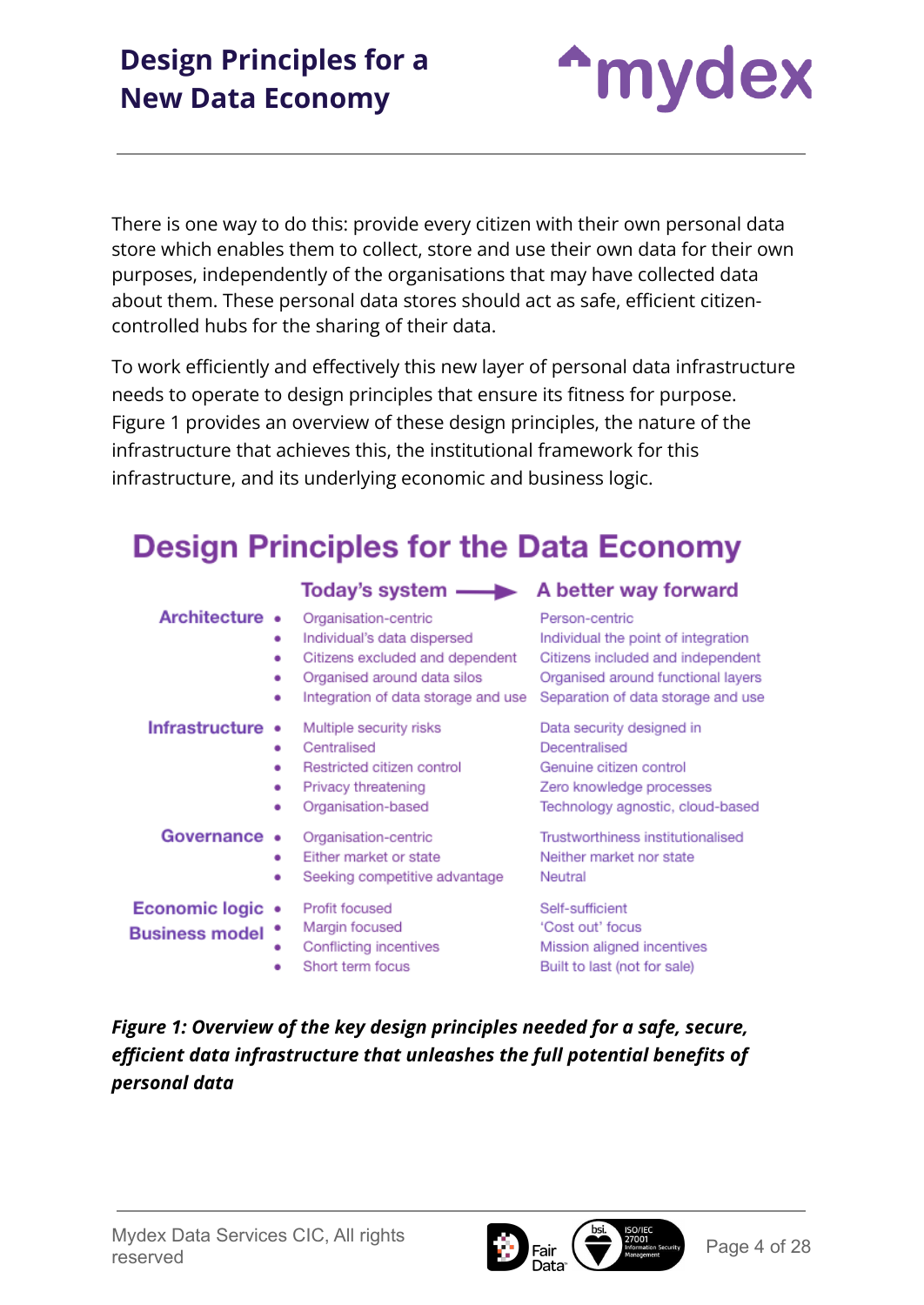There is one way to do this: provide every citizen with their own personal data store which enables them to collect, store and use their own data for their own purposes, independently of the organisations that may have collected data about them. These personal data stores should act as safe, efficient citizen-controlled hubs for the sharing of their data.

To work efficiently and effectively this new layer of personal data infrastructure needs to operate to design principles that ensure its fitness for purpose. Figure 1 provides an overview of these design principles, the nature of the infrastructure that achieves this, the institutional framework for this infrastructure, and its underlying economic and business logic.

## Design Principles for the Data Economy

| | Today's system → | A better way forward |
|---|---|---|
| **Architecture** | Organisation-centric | Person-centric |
| | Individual's data dispersed | Individual the point of integration |
| | Citizens excluded and dependent | Citizens included and independent |
| | Organised around data silos | Organised around functional layers |
| | Integration of data storage and use | Separation of data storage and use |
| **Infrastructure** | Multiple security risks | Data security designed in |
| | Centralised | Decentralised |
| | Restricted citizen control | Genuine citizen control |
| | Privacy threatening | Zero knowledge processes |
| | Organisation-based | Technology agnostic, cloud-based |
| **Governance** | Organisation-centric | Trustworthiness institutionalised |
| | Either market or state | Neither market nor state |
| | Seeking competitive advantage | Neutral |
| **Economic logic / Business model** | Profit focused | Self-sufficient |
| | Margin focused | 'Cost out' focus |
| | Conflicting incentives | Mission aligned incentives |
| | Short term focus | Built to last (not for sale) |

***Figure 1: Overview of the key design principles needed for a safe, secure, efficient data infrastructure that unleashes the full potential benefits of personal data***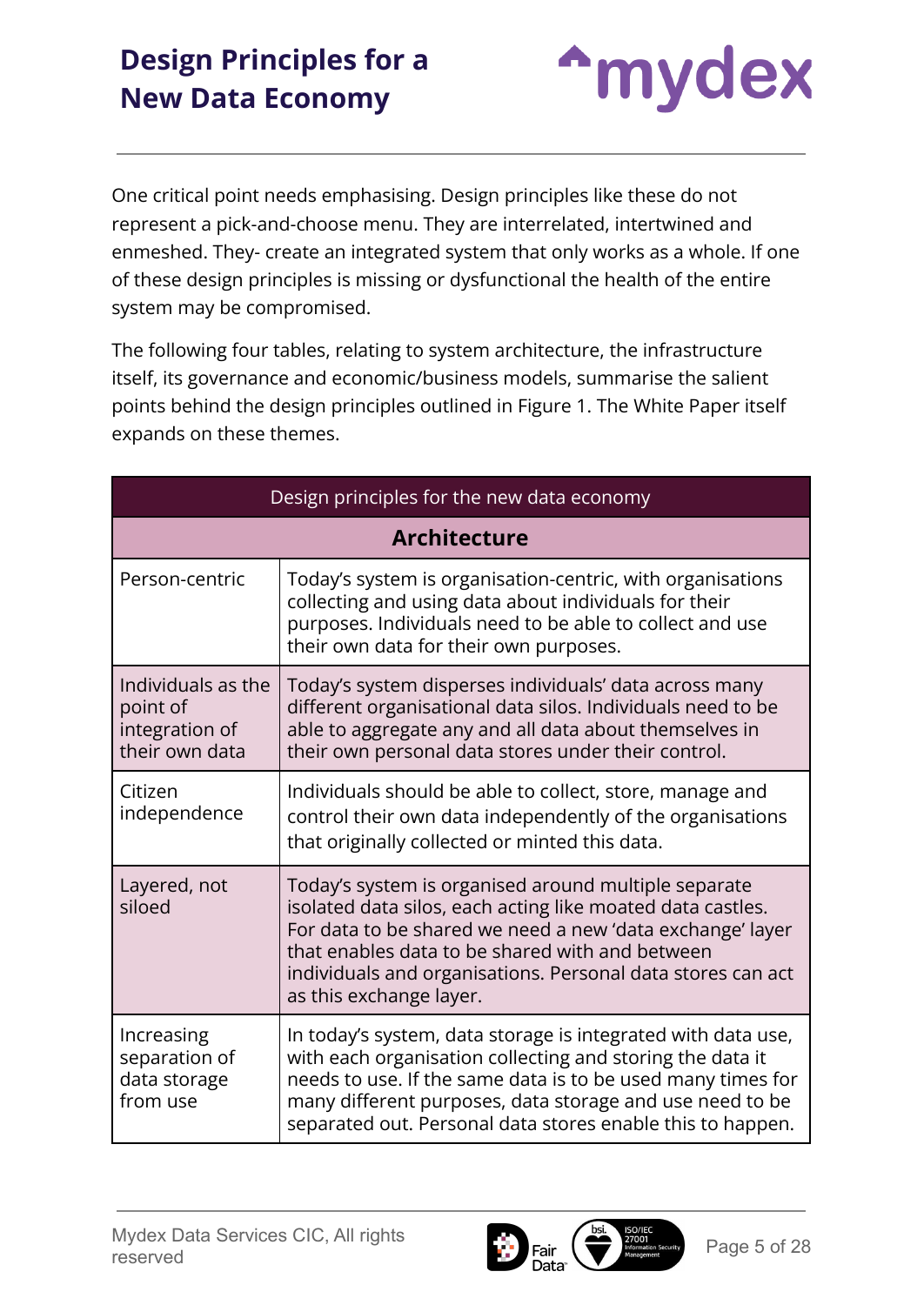One critical point needs emphasising. Design principles like these do not represent a pick-and-choose menu. They are interrelated, intertwined and enmeshed. They- create an integrated system that only works as a whole. If one of these design principles is missing or dysfunctional the health of the entire system may be compromised.

The following four tables, relating to system architecture, the infrastructure itself, its governance and economic/business models, summarise the salient points behind the design principles outlined in Figure 1. The White Paper itself expands on these themes.

| Design principles for the new data economy | |
|---|---|
| **Architecture** | |
| Person-centric | Today's system is organisation-centric, with organisations collecting and using data about individuals for their purposes. Individuals need to be able to collect and use their own data for their own purposes. |
| Individuals as the point of integration of their own data | Today's system disperses individuals' data across many different organisational data silos. Individuals need to be able to aggregate any and all data about themselves in their own personal data stores under their control. |
| Citizen independence | Individuals should be able to collect, store, manage and control their own data independently of the organisations that originally collected or minted this data. |
| Layered, not siloed | Today's system is organised around multiple separate isolated data silos, each acting like moated data castles. For data to be shared we need a new 'data exchange' layer that enables data to be shared with and between individuals and organisations. Personal data stores can act as this exchange layer. |
| Increasing separation of data storage from use | In today's system, data storage is integrated with data use, with each organisation collecting and storing the data it needs to use. If the same data is to be used many times for many different purposes, data storage and use need to be separated out. Personal data stores enable this to happen. |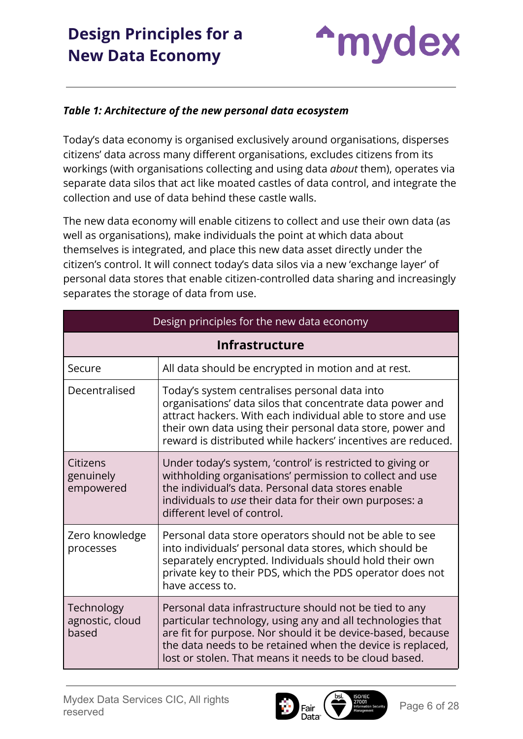***Table 1: Architecture of the new personal data ecosystem***

Today's data economy is organised exclusively around organisations, disperses citizens' data across many different organisations, excludes citizens from its workings (with organisations collecting and using data *about* them), operates via separate data silos that act like moated castles of data control, and integrate the collection and use of data behind these castle walls.

The new data economy will enable citizens to collect and use their own data (as well as organisations), make individuals the point at which data about themselves is integrated, and place this new data asset directly under the citizen's control. It will connect today's data silos via a new 'exchange layer' of personal data stores that enable citizen-controlled data sharing and increasingly separates the storage of data from use.

| Design principles for the new data economy | |
|---|---|
| **Infrastructure** | |
| Secure | All data should be encrypted in motion and at rest. |
| Decentralised | Today's system centralises personal data into organisations' data silos that concentrate data power and attract hackers. With each individual able to store and use their own data using their personal data store, power and reward is distributed while hackers' incentives are reduced. |
| Citizens genuinely empowered | Under today's system, 'control' is restricted to giving or withholding organisations' permission to collect and use the individual's data. Personal data stores enable individuals to *use* their data for their own purposes: a different level of control. |
| Zero knowledge processes | Personal data store operators should not be able to see into individuals' personal data stores, which should be separately encrypted. Individuals should hold their own private key to their PDS, which the PDS operator does not have access to. |
| Technology agnostic, cloud based | Personal data infrastructure should not be tied to any particular technology, using any and all technologies that are fit for purpose. Nor should it be device-based, because the data needs to be retained when the device is replaced, lost or stolen. That means it needs to be cloud based. |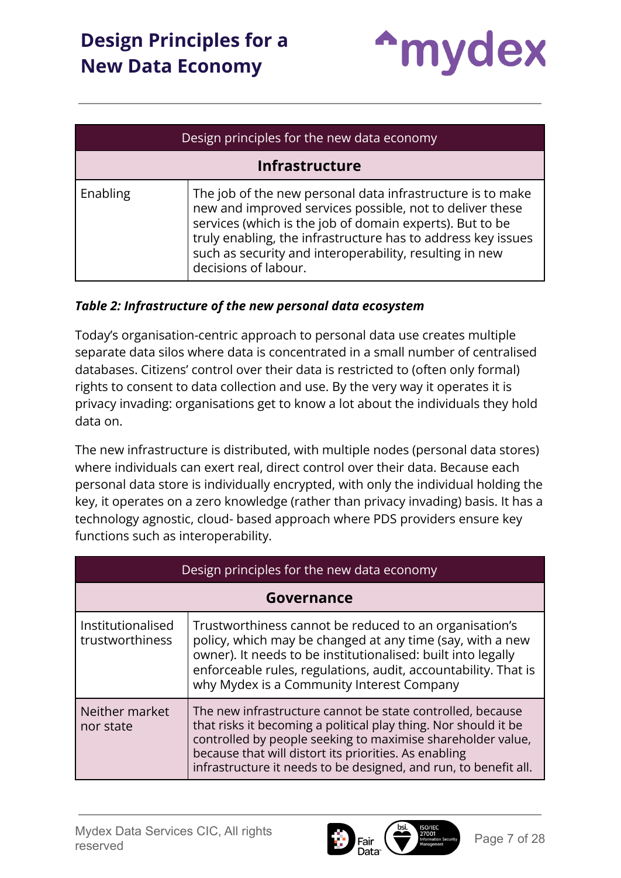| Design principles for the new data economy | |
|---|---|
| **Infrastructure** | |
| Enabling | The job of the new personal data infrastructure is to make new and improved services possible, not to deliver these services (which is the job of domain experts). But to be truly enabling, the infrastructure has to address key issues such as security and interoperability, resulting in new decisions of labour. |

***Table 2: Infrastructure of the new personal data ecosystem***

Today's organisation-centric approach to personal data use creates multiple separate data silos where data is concentrated in a small number of centralised databases. Citizens' control over their data is restricted to (often only formal) rights to consent to data collection and use. By the very way it operates it is privacy invading: organisations get to know a lot about the individuals they hold data on.

The new infrastructure is distributed, with multiple nodes (personal data stores) where individuals can exert real, direct control over their data. Because each personal data store is individually encrypted, with only the individual holding the key, it operates on a zero knowledge (rather than privacy invading) basis. It has a technology agnostic, cloud- based approach where PDS providers ensure key functions such as interoperability.

| Design principles for the new data economy | |
|---|---|
| **Governance** | |
| Institutionalised trustworthiness | Trustworthiness cannot be reduced to an organisation's policy, which may be changed at any time (say, with a new owner). It needs to be institutionalised: built into legally enforceable rules, regulations, audit, accountability. That is why Mydex is a Community Interest Company |
| Neither market nor state | The new infrastructure cannot be state controlled, because that risks it becoming a political play thing. Nor should it be controlled by people seeking to maximise shareholder value, because that will distort its priorities. As enabling infrastructure it needs to be designed, and run, to benefit all. |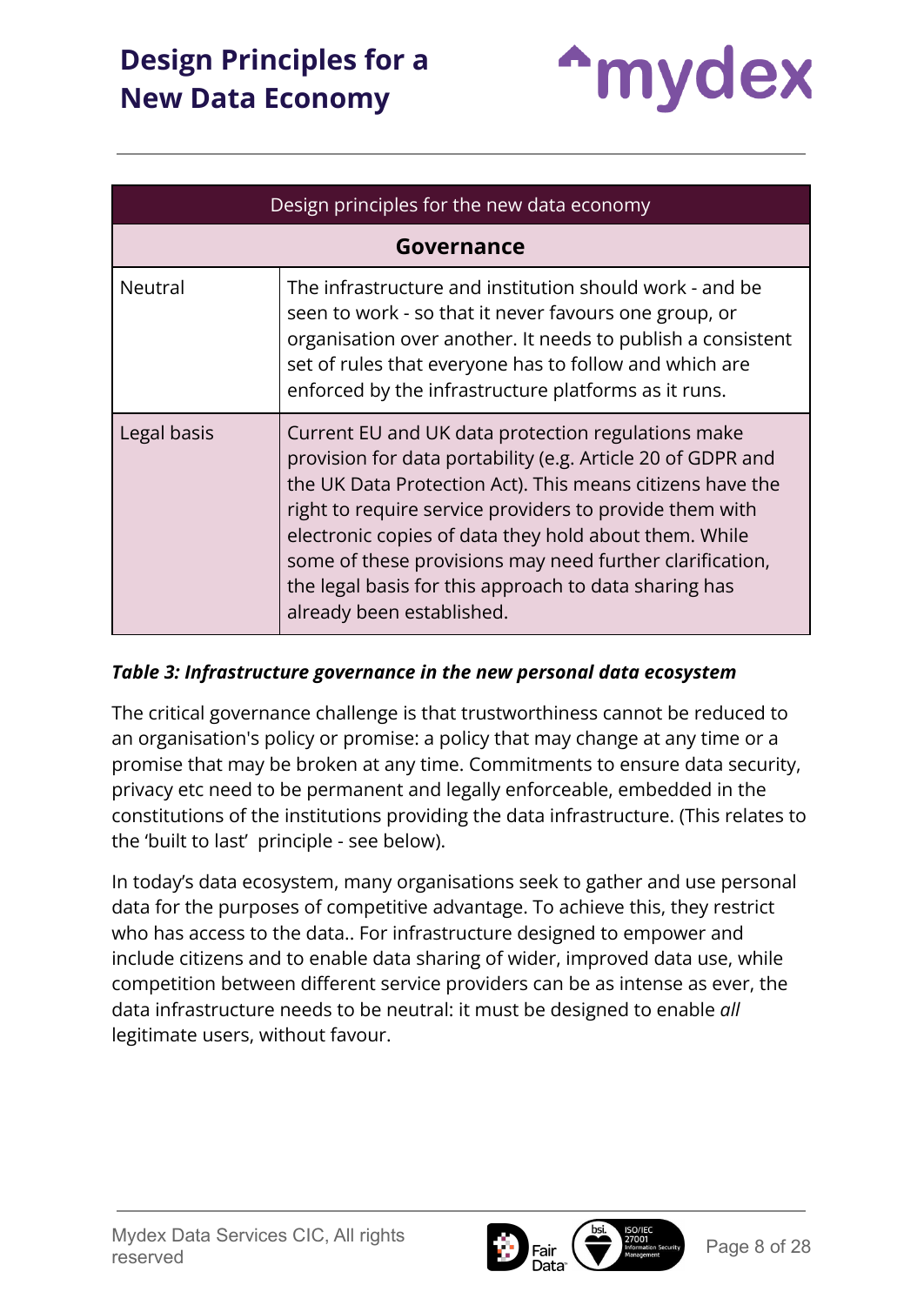| Design principles for the new data economy | |
|---|---|
| **Governance** | |
| Neutral | The infrastructure and institution should work - and be seen to work - so that it never favours one group, or organisation over another. It needs to publish a consistent set of rules that everyone has to follow and which are enforced by the infrastructure platforms as it runs. |
| Legal basis | Current EU and UK data protection regulations make provision for data portability (e.g. Article 20 of GDPR and the UK Data Protection Act). This means citizens have the right to require service providers to provide them with electronic copies of data they hold about them. While some of these provisions may need further clarification, the legal basis for this approach to data sharing has already been established. |

***Table 3: Infrastructure governance in the new personal data ecosystem***

The critical governance challenge is that trustworthiness cannot be reduced to an organisation's policy or promise: a policy that may change at any time or a promise that may be broken at any time. Commitments to ensure data security, privacy etc need to be permanent and legally enforceable, embedded in the constitutions of the institutions providing the data infrastructure. (This relates to the 'built to last' principle - see below).

In today's data ecosystem, many organisations seek to gather and use personal data for the purposes of competitive advantage. To achieve this, they restrict who has access to the data.. For infrastructure designed to empower and include citizens and to enable data sharing of wider, improved data use, while competition between different service providers can be as intense as ever, the data infrastructure needs to be neutral: it must be designed to enable *all* legitimate users, without favour.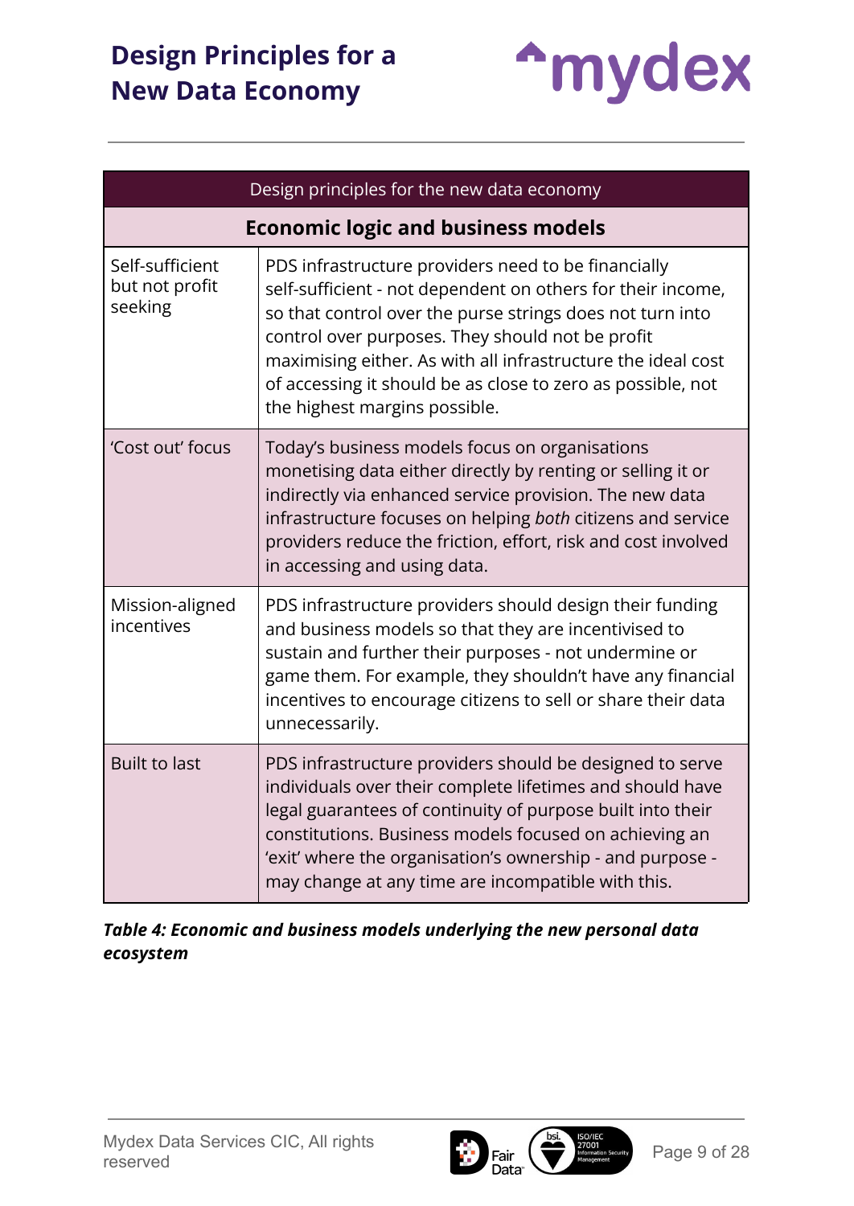| Design principles for the new data economy | |
|---|---|
| **Economic logic and business models** | |
| Self-sufficient but not profit seeking | PDS infrastructure providers need to be financially self-sufficient - not dependent on others for their income, so that control over the purse strings does not turn into control over purposes. They should not be profit maximising either. As with all infrastructure the ideal cost of accessing it should be as close to zero as possible, not the highest margins possible. |
| 'Cost out' focus | Today's business models focus on organisations monetising data either directly by renting or selling it or indirectly via enhanced service provision. The new data infrastructure focuses on helping *both* citizens and service providers reduce the friction, effort, risk and cost involved in accessing and using data. |
| Mission-aligned incentives | PDS infrastructure providers should design their funding and business models so that they are incentivised to sustain and further their purposes - not undermine or game them. For example, they shouldn't have any financial incentives to encourage citizens to sell or share their data unnecessarily. |
| Built to last | PDS infrastructure providers should be designed to serve individuals over their complete lifetimes and should have legal guarantees of continuity of purpose built into their constitutions. Business models focused on achieving an 'exit' where the organisation's ownership - and purpose - may change at any time are incompatible with this. |

***Table 4: Economic and business models underlying the new personal data ecosystem***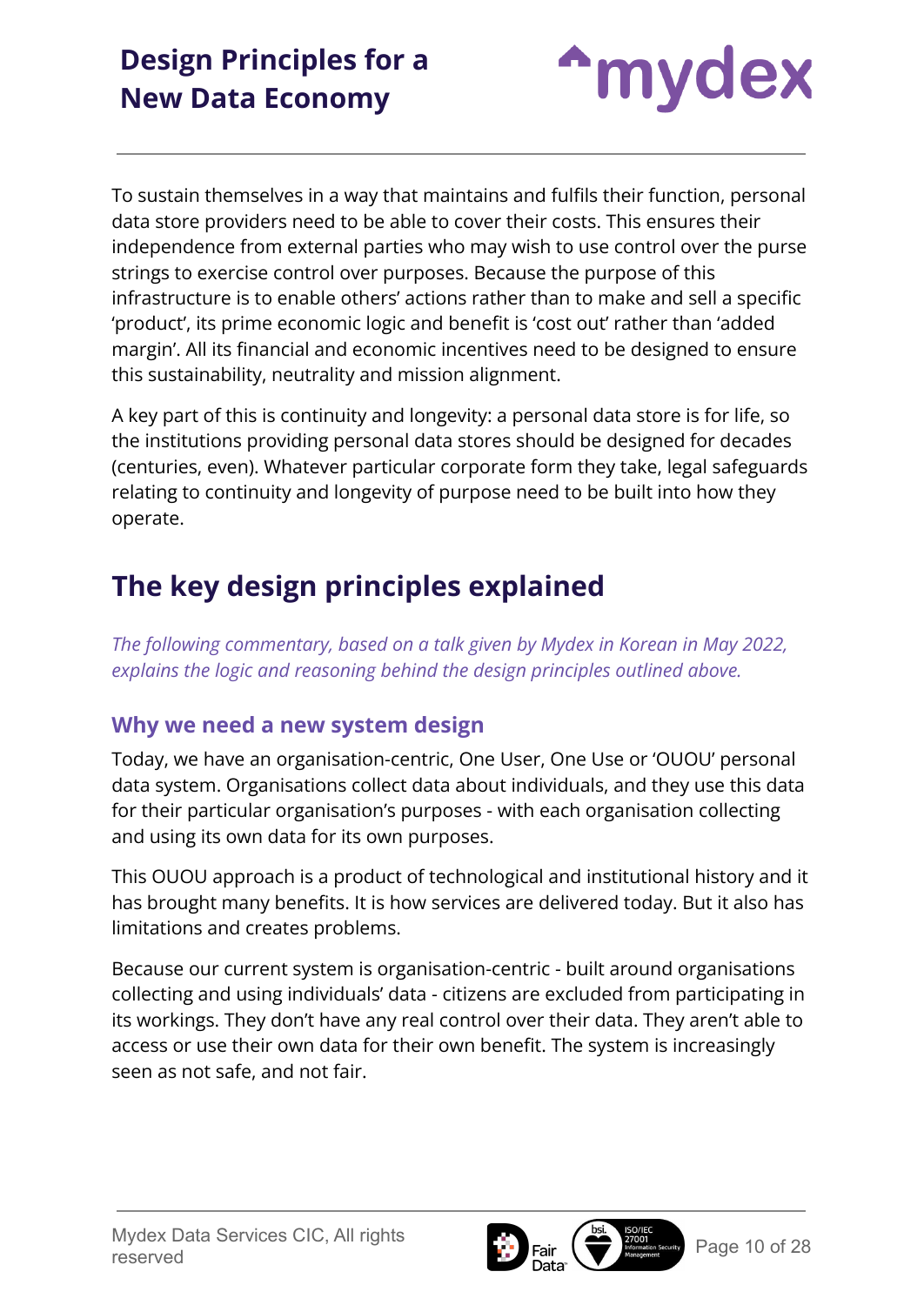To sustain themselves in a way that maintains and fulfils their function, personal data store providers need to be able to cover their costs. This ensures their independence from external parties who may wish to use control over the purse strings to exercise control over purposes. Because the purpose of this infrastructure is to enable others' actions rather than to make and sell a specific 'product', its prime economic logic and benefit is 'cost out' rather than 'added margin'. All its financial and economic incentives need to be designed to ensure this sustainability, neutrality and mission alignment.

A key part of this is continuity and longevity: a personal data store is for life, so the institutions providing personal data stores should be designed for decades (centuries, even). Whatever particular corporate form they take, legal safeguards relating to continuity and longevity of purpose need to be built into how they operate.

## The key design principles explained

*The following commentary, based on a talk given by Mydex in Korean in May 2022, explains the logic and reasoning behind the design principles outlined above.*

### Why we need a new system design

Today, we have an organisation-centric, One User, One Use or 'OUOU' personal data system. Organisations collect data about individuals, and they use this data for their particular organisation's purposes - with each organisation collecting and using its own data for its own purposes.

This OUOU approach is a product of technological and institutional history and it has brought many benefits. It is how services are delivered today. But it also has limitations and creates problems.

Because our current system is organisation-centric - built around organisations collecting and using individuals' data - citizens are excluded from participating in its workings. They don't have any real control over their data. They aren't able to access or use their own data for their own benefit. The system is increasingly seen as not safe, and not fair.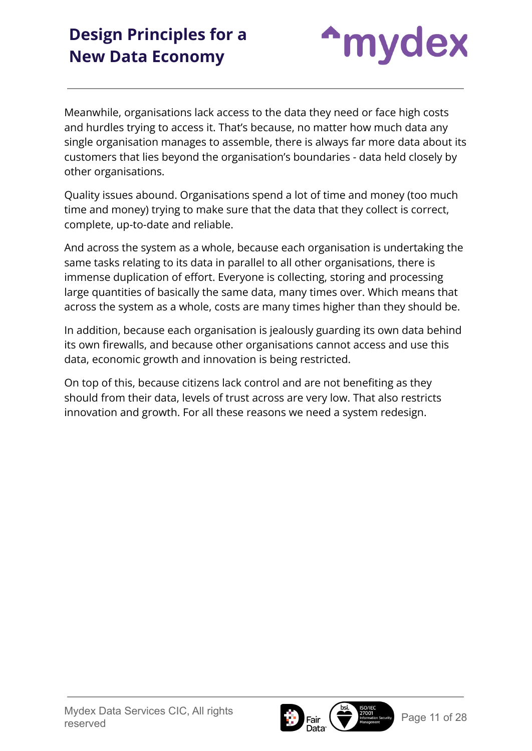Meanwhile, organisations lack access to the data they need or face high costs and hurdles trying to access it. That's because, no matter how much data any single organisation manages to assemble, there is always far more data about its customers that lies beyond the organisation's boundaries - data held closely by other organisations.

Quality issues abound. Organisations spend a lot of time and money (too much time and money) trying to make sure that the data that they collect is correct, complete, up-to-date and reliable.

And across the system as a whole, because each organisation is undertaking the same tasks relating to its data in parallel to all other organisations, there is immense duplication of effort. Everyone is collecting, storing and processing large quantities of basically the same data, many times over. Which means that across the system as a whole, costs are many times higher than they should be.

In addition, because each organisation is jealously guarding its own data behind its own firewalls, and because other organisations cannot access and use this data, economic growth and innovation is being restricted.

On top of this, because citizens lack control and are not benefiting as they should from their data, levels of trust across are very low. That also restricts innovation and growth. For all these reasons we need a system redesign.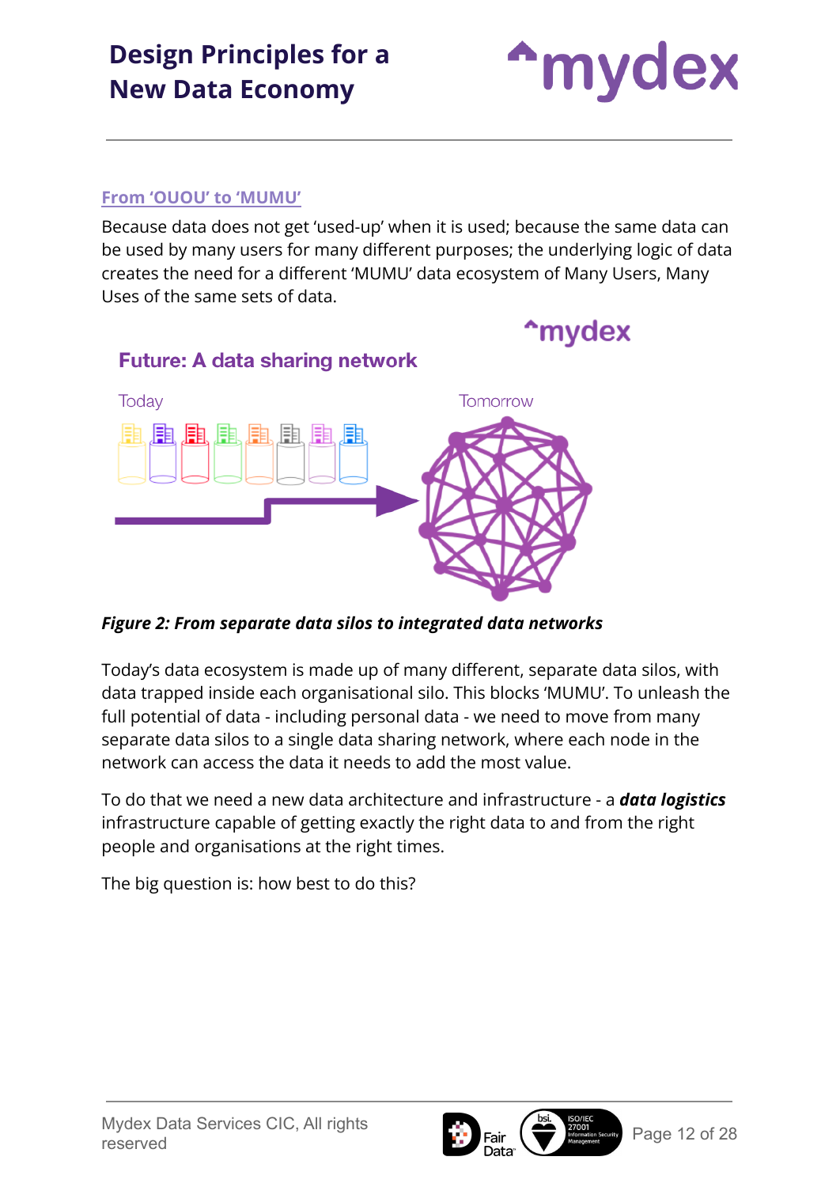## From 'OUOU' to 'MUMU'

Because data does not get 'used-up' when it is used; because the same data can be used by many users for many different purposes; the underlying logic of data creates the need for a different 'MUMU' data ecosystem of Many Users, Many Uses of the same sets of data.

*Figure 2: From separate data silos to integrated data networks*

Today's data ecosystem is made up of many different, separate data silos, with data trapped inside each organisational silo. This blocks 'MUMU'. To unleash the full potential of data - including personal data - we need to move from many separate data silos to a single data sharing network, where each node in the network can access the data it needs to add the most value.

To do that we need a new data architecture and infrastructure - a ***data logistics*** infrastructure capable of getting exactly the right data to and from the right people and organisations at the right times.

The big question is: how best to do this?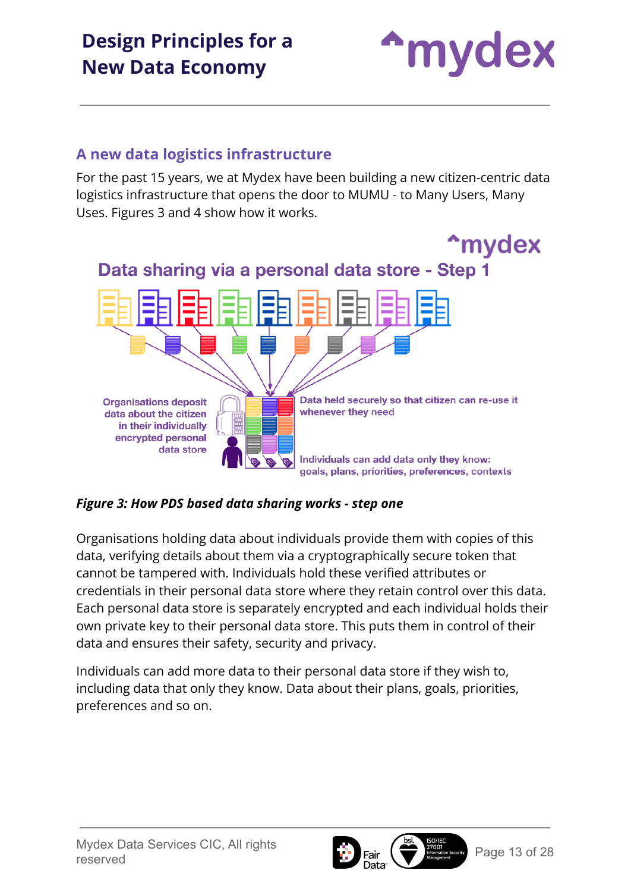## A new data logistics infrastructure

For the past 15 years, we at Mydex have been building a new citizen-centric data logistics infrastructure that opens the door to MUMU - to Many Users, Many Uses. Figures 3 and 4 show how it works.

^mydex

Data sharing via a personal data store - Step 1

Organisations deposit data about the citizen in their individually encrypted personal data store

Data held securely so that citizen can re-use it whenever they need

Individuals can add data only they know: goals, plans, priorities, preferences, contexts

***Figure 3: How PDS based data sharing works - step one***

Organisations holding data about individuals provide them with copies of this data, verifying details about them via a cryptographically secure token that cannot be tampered with. Individuals hold these verified attributes or credentials in their personal data store where they retain control over this data. Each personal data store is separately encrypted and each individual holds their own private key to their personal data store. This puts them in control of their data and ensures their safety, security and privacy.

Individuals can add more data to their personal data store if they wish to, including data that only they know. Data about their plans, goals, priorities, preferences and so on.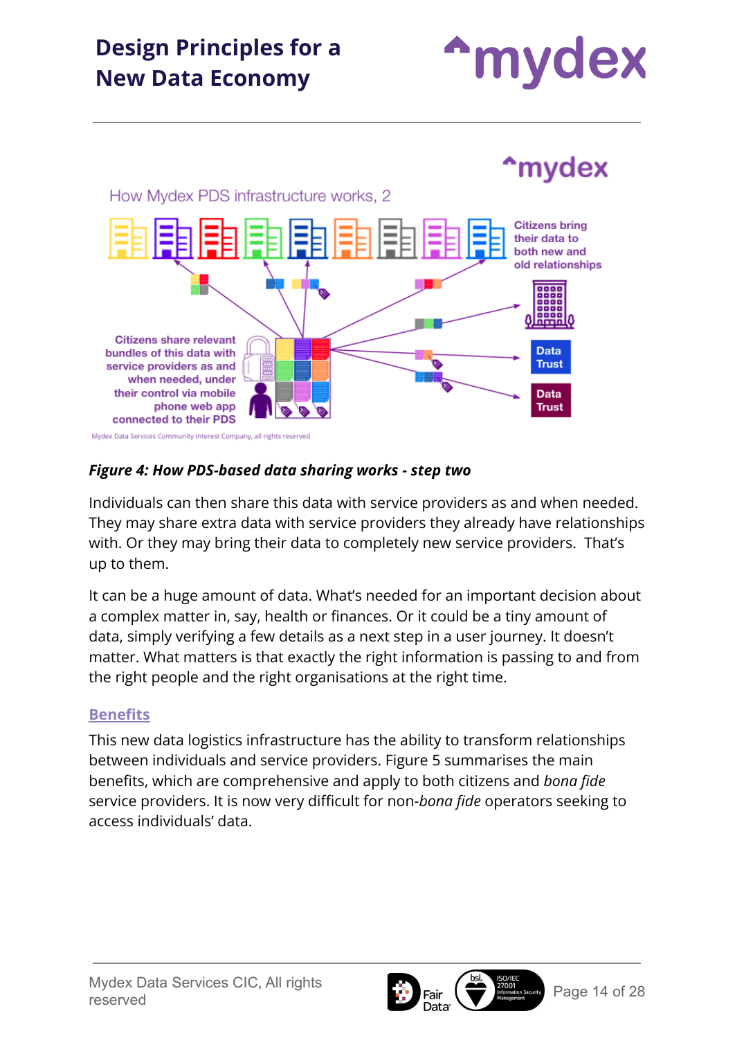*Figure 4: How PDS-based data sharing works - step two*

Individuals can then share this data with service providers as and when needed. They may share extra data with service providers they already have relationships with. Or they may bring their data to completely new service providers. That's up to them.

It can be a huge amount of data. What's needed for an important decision about a complex matter in, say, health or finances. Or it could be a tiny amount of data, simply verifying a few details as a next step in a user journey. It doesn't matter. What matters is that exactly the right information is passing to and from the right people and the right organisations at the right time.

## Benefits

This new data logistics infrastructure has the ability to transform relationships between individuals and service providers. Figure 5 summarises the main benefits, which are comprehensive and apply to both citizens and *bona fide* service providers. It is now very difficult for non-*bona fide* operators seeking to access individuals' data.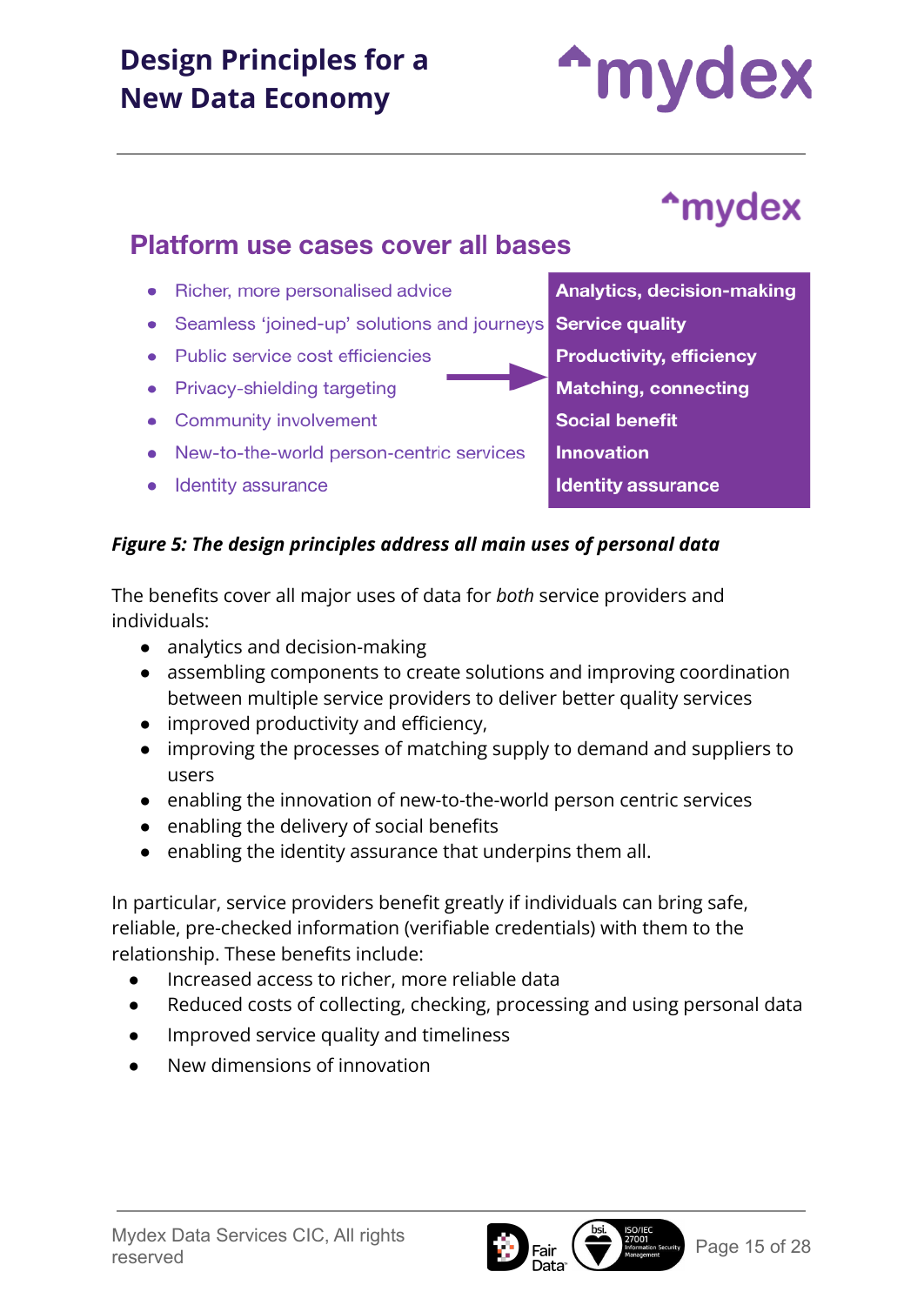## Platform use cases cover all bases

- Richer, more personalised advice
- Seamless 'joined-up' solutions and journeys
- Public service cost efficiencies
- Privacy-shielding targeting
- Community involvement
- New-to-the-world person-centric services
- Identity assurance

→

**Analytics, decision-making**
**Service quality**
**Productivity, efficiency**
**Matching, connecting**
**Social benefit**
**Innovation**
**Identity assurance**

***Figure 5: The design principles address all main uses of personal data***

The benefits cover all major uses of data for *both* service providers and individuals:

- analytics and decision-making
- assembling components to create solutions and improving coordination between multiple service providers to deliver better quality services
- improved productivity and efficiency,
- improving the processes of matching supply to demand and suppliers to users
- enabling the innovation of new-to-the-world person centric services
- enabling the delivery of social benefits
- enabling the identity assurance that underpins them all.

In particular, service providers benefit greatly if individuals can bring safe, reliable, pre-checked information (verifiable credentials) with them to the relationship. These benefits include:

- Increased access to richer, more reliable data
- Reduced costs of collecting, checking, processing and using personal data
- Improved service quality and timeliness
- New dimensions of innovation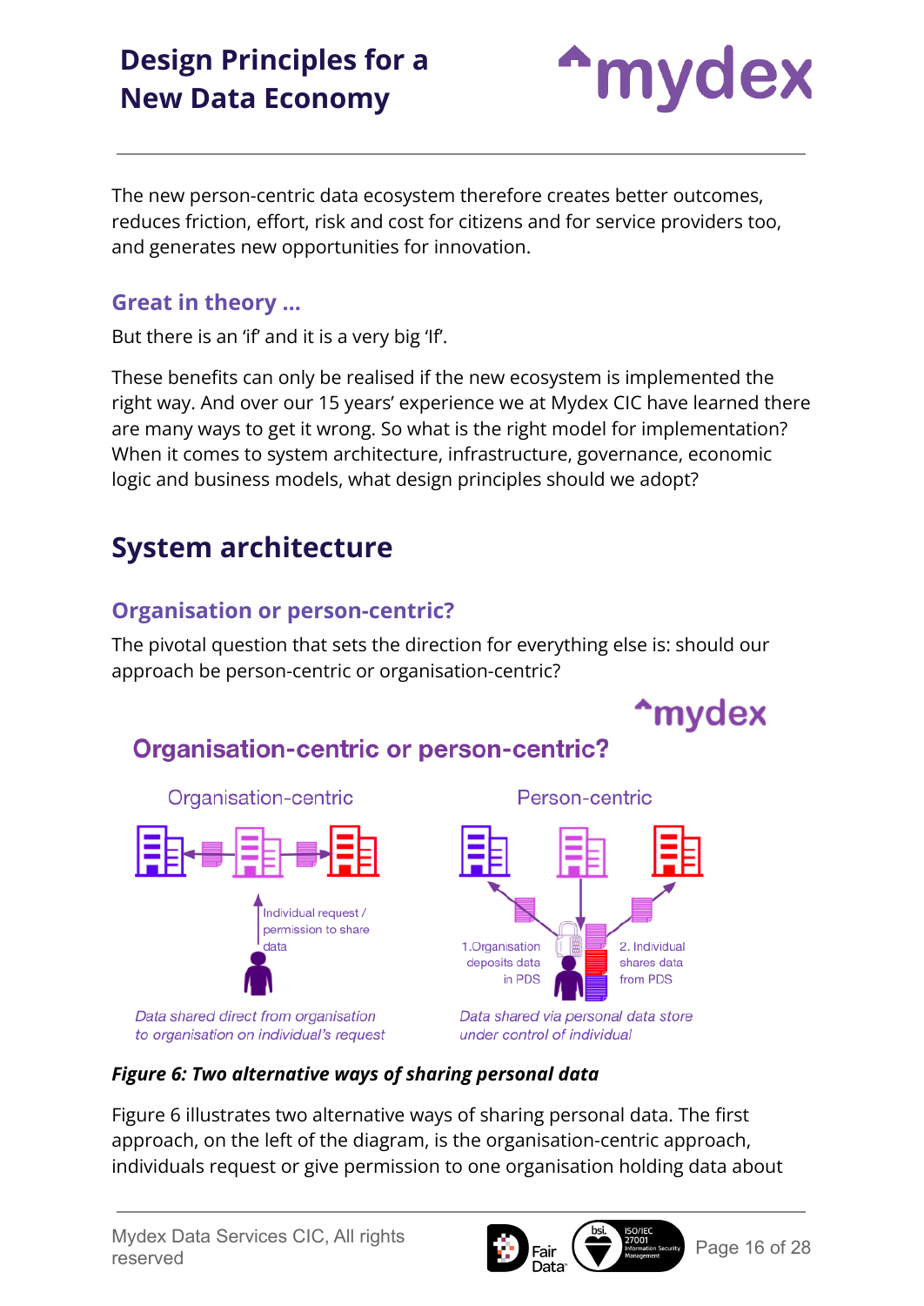The new person-centric data ecosystem therefore creates better outcomes, reduces friction, effort, risk and cost for citizens and for service providers too, and generates new opportunities for innovation.

### Great in theory …

But there is an 'if' and it is a very big 'If'.

These benefits can only be realised if the new ecosystem is implemented the right way. And over our 15 years' experience we at Mydex CIC have learned there are many ways to get it wrong. So what is the right model for implementation? When it comes to system architecture, infrastructure, governance, economic logic and business models, what design principles should we adopt?

## System architecture

### Organisation or person-centric?

The pivotal question that sets the direction for everything else is: should our approach be person-centric or organisation-centric?

*Figure 6: Two alternative ways of sharing personal data*

Figure 6 illustrates two alternative ways of sharing personal data. The first approach, on the left of the diagram, is the organisation-centric approach, individuals request or give permission to one organisation holding data about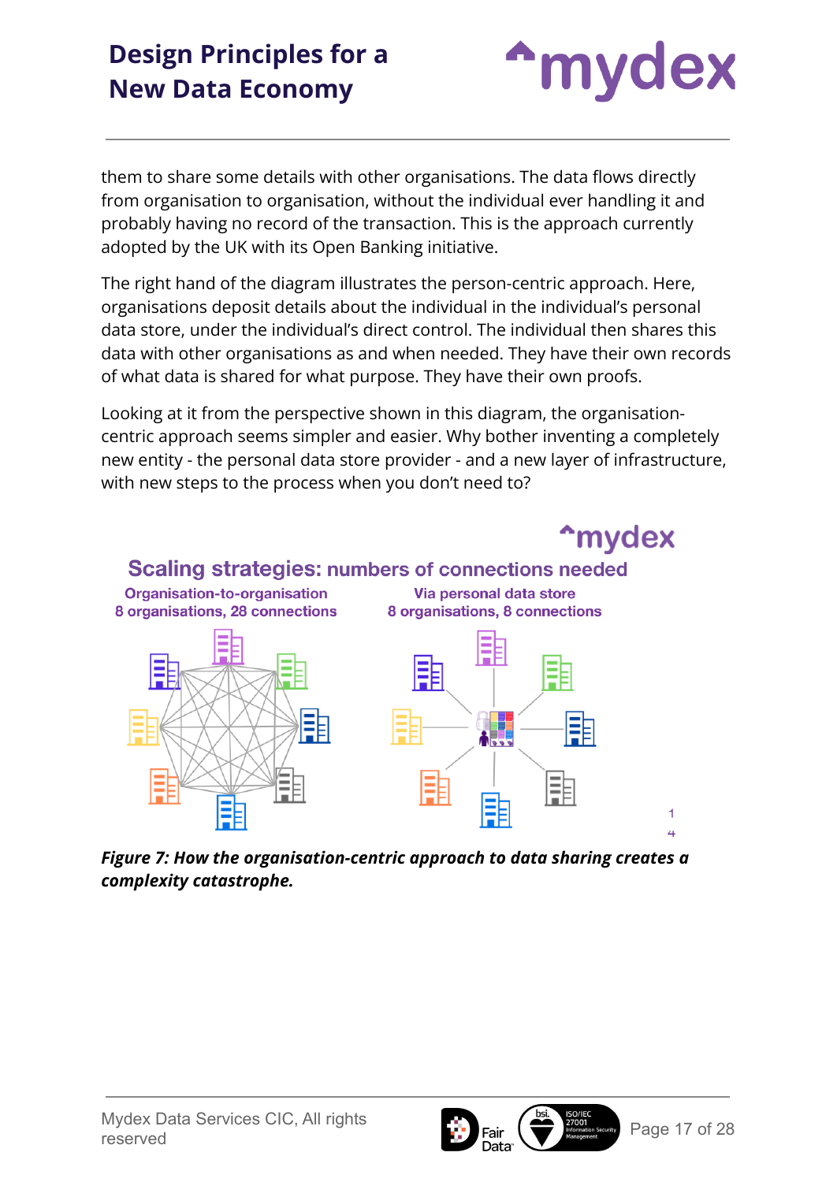them to share some details with other organisations. The data flows directly from organisation to organisation, without the individual ever handling it and probably having no record of the transaction. This is the approach currently adopted by the UK with its Open Banking initiative.

The right hand of the diagram illustrates the person-centric approach. Here, organisations deposit details about the individual in the individual's personal data store, under the individual's direct control. The individual then shares this data with other organisations as and when needed. They have their own records of what data is shared for what purpose. They have their own proofs.

Looking at it from the perspective shown in this diagram, the organisation-centric approach seems simpler and easier. Why bother inventing a completely new entity - the personal data store provider - and a new layer of infrastructure, with new steps to the process when you don't need to?

**Scaling strategies: numbers of connections needed**

Organisation-to-organisation
8 organisations, 28 connections

Via personal data store
8 organisations, 8 connections

***Figure 7: How the organisation-centric approach to data sharing creates a complexity catastrophe.***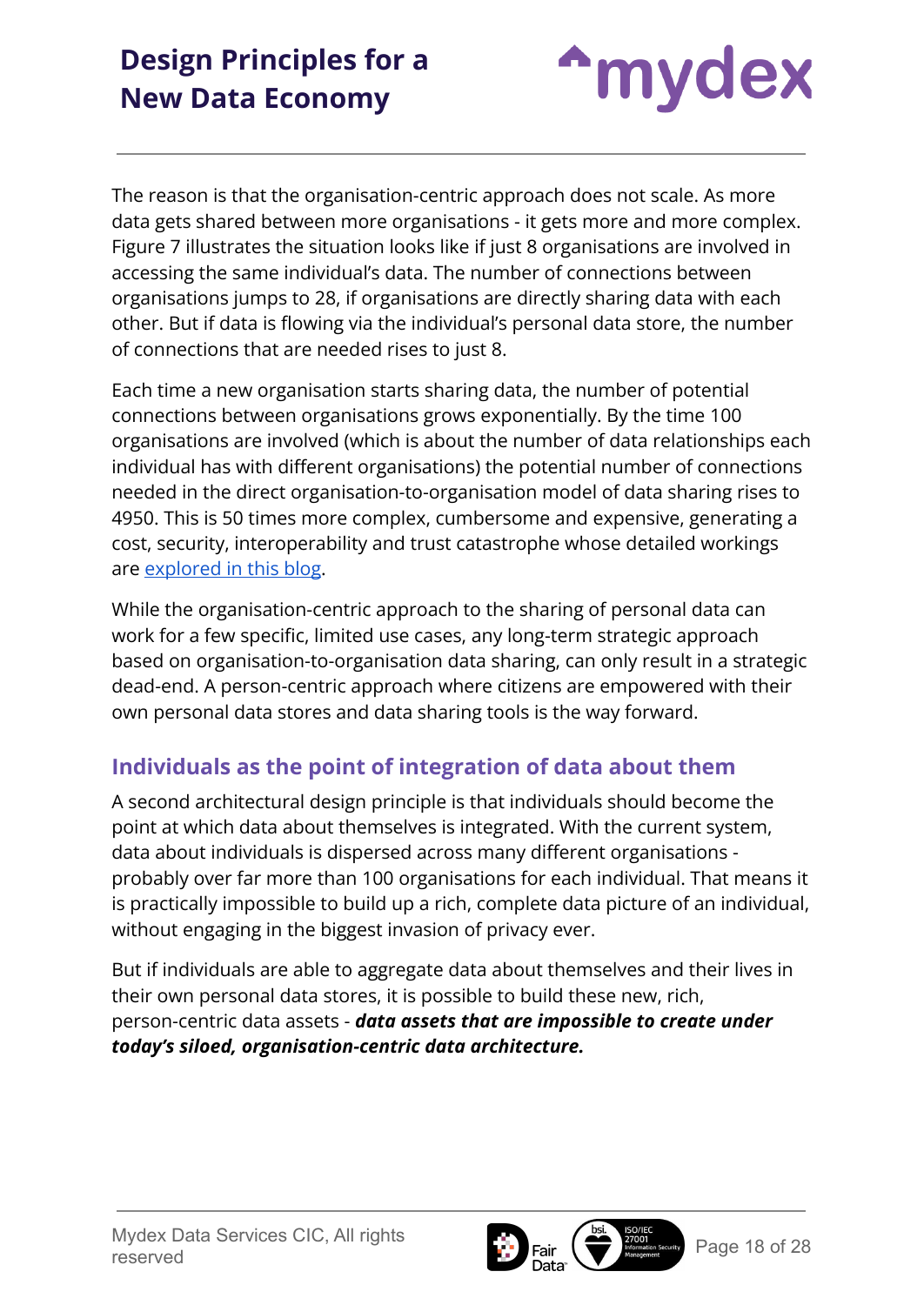The reason is that the organisation-centric approach does not scale. As more data gets shared between more organisations - it gets more and more complex. Figure 7 illustrates the situation looks like if just 8 organisations are involved in accessing the same individual's data. The number of connections between organisations jumps to 28, if organisations are directly sharing data with each other. But if data is flowing via the individual's personal data store, the number of connections that are needed rises to just 8.

Each time a new organisation starts sharing data, the number of potential connections between organisations grows exponentially. By the time 100 organisations are involved (which is about the number of data relationships each individual has with different organisations) the potential number of connections needed in the direct organisation-to-organisation model of data sharing rises to 4950. This is 50 times more complex, cumbersome and expensive, generating a cost, security, interoperability and trust catastrophe whose detailed workings are explored in this blog.

While the organisation-centric approach to the sharing of personal data can work for a few specific, limited use cases, any long-term strategic approach based on organisation-to-organisation data sharing, can only result in a strategic dead-end. A person-centric approach where citizens are empowered with their own personal data stores and data sharing tools is the way forward.

## Individuals as the point of integration of data about them

A second architectural design principle is that individuals should become the point at which data about themselves is integrated. With the current system, data about individuals is dispersed across many different organisations - probably over far more than 100 organisations for each individual. That means it is practically impossible to build up a rich, complete data picture of an individual, without engaging in the biggest invasion of privacy ever.

But if individuals are able to aggregate data about themselves and their lives in their own personal data stores, it is possible to build these new, rich, person-centric data assets - ***data assets that are impossible to create under today's siloed, organisation-centric data architecture.***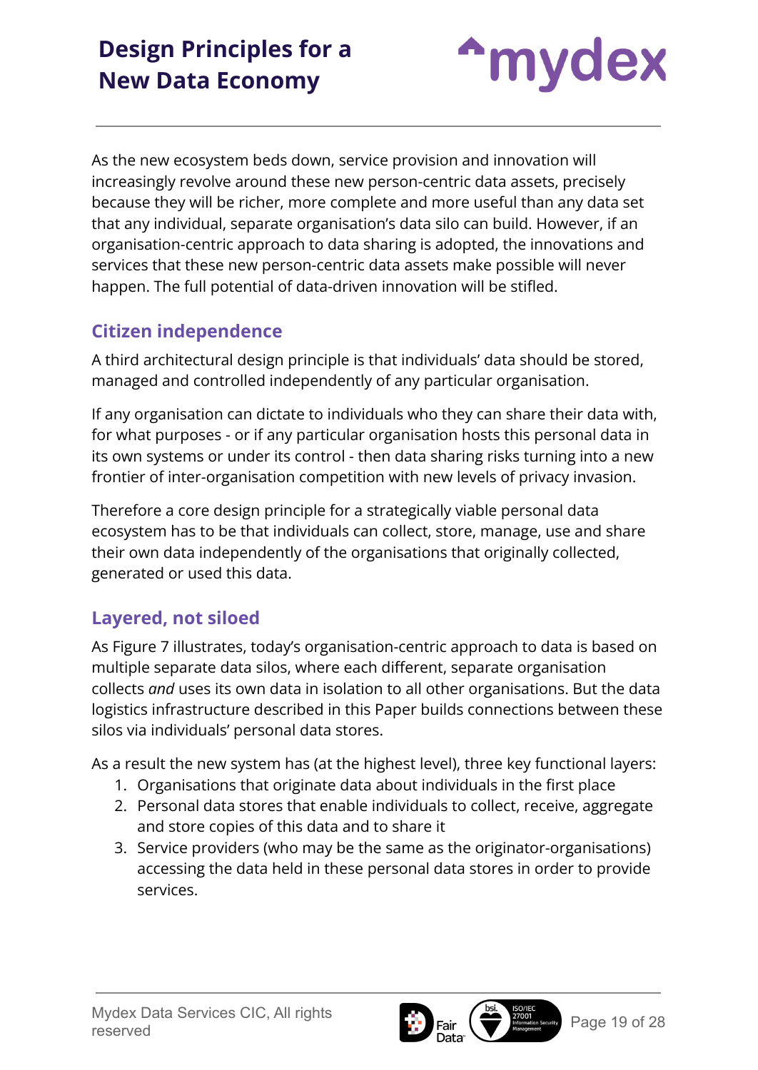As the new ecosystem beds down, service provision and innovation will increasingly revolve around these new person-centric data assets, precisely because they will be richer, more complete and more useful than any data set that any individual, separate organisation's data silo can build. However, if an organisation-centric approach to data sharing is adopted, the innovations and services that these new person-centric data assets make possible will never happen. The full potential of data-driven innovation will be stifled.

## Citizen independence

A third architectural design principle is that individuals' data should be stored, managed and controlled independently of any particular organisation.

If any organisation can dictate to individuals who they can share their data with, for what purposes - or if any particular organisation hosts this personal data in its own systems or under its control - then data sharing risks turning into a new frontier of inter-organisation competition with new levels of privacy invasion.

Therefore a core design principle for a strategically viable personal data ecosystem has to be that individuals can collect, store, manage, use and share their own data independently of the organisations that originally collected, generated or used this data.

## Layered, not siloed

As Figure 7 illustrates, today's organisation-centric approach to data is based on multiple separate data silos, where each different, separate organisation collects *and* uses its own data in isolation to all other organisations. But the data logistics infrastructure described in this Paper builds connections between these silos via individuals' personal data stores.

As a result the new system has (at the highest level), three key functional layers:

1. Organisations that originate data about individuals in the first place
2. Personal data stores that enable individuals to collect, receive, aggregate and store copies of this data and to share it
3. Service providers (who may be the same as the originator-organisations) accessing the data held in these personal data stores in order to provide services.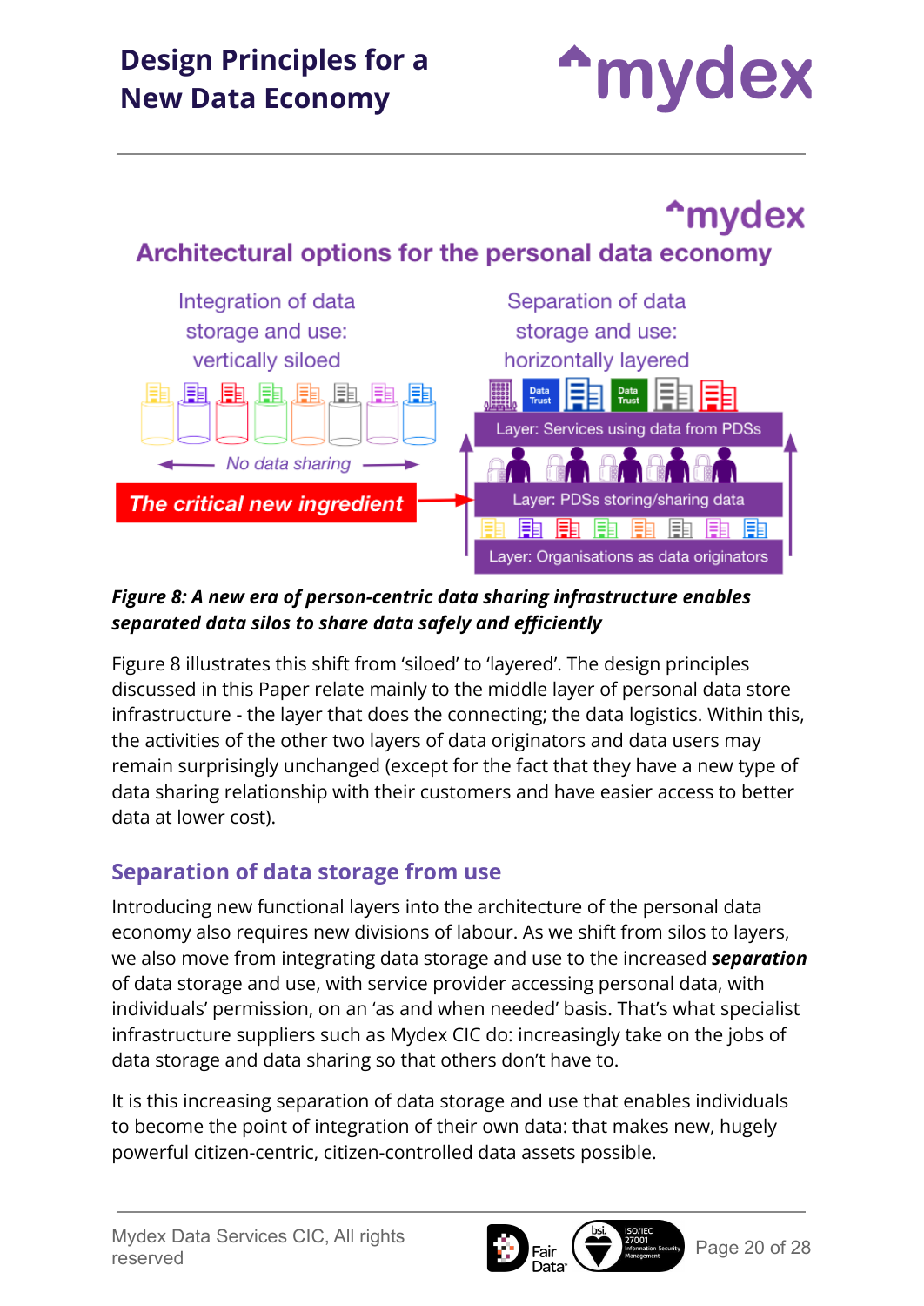**Architectural options for the personal data economy**

Integration of data storage and use: vertically siloed

No data sharing

The critical new ingredient

Separation of data storage and use: horizontally layered

Layer: Services using data from PDSs

Layer: PDSs storing/sharing data

Layer: Organisations as data originators

***Figure 8: A new era of person-centric data sharing infrastructure enables separated data silos to share data safely and efficiently***

Figure 8 illustrates this shift from 'siloed' to 'layered'. The design principles discussed in this Paper relate mainly to the middle layer of personal data store infrastructure - the layer that does the connecting; the data logistics. Within this, the activities of the other two layers of data originators and data users may remain surprisingly unchanged (except for the fact that they have a new type of data sharing relationship with their customers and have easier access to better data at lower cost).

## Separation of data storage from use

Introducing new functional layers into the architecture of the personal data economy also requires new divisions of labour. As we shift from silos to layers, we also move from integrating data storage and use to the increased ***separation*** of data storage and use, with service provider accessing personal data, with individuals' permission, on an 'as and when needed' basis. That's what specialist infrastructure suppliers such as Mydex CIC do: increasingly take on the jobs of data storage and data sharing so that others don't have to.

It is this increasing separation of data storage and use that enables individuals to become the point of integration of their own data: that makes new, hugely powerful citizen-centric, citizen-controlled data assets possible.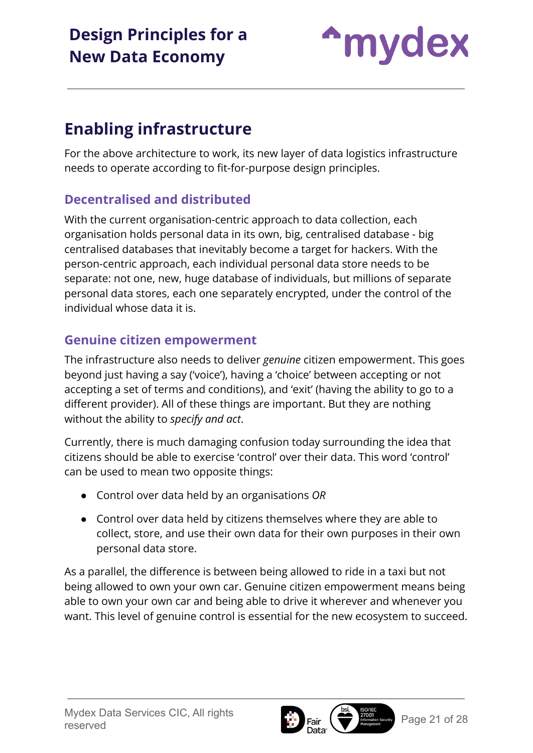## Enabling infrastructure

For the above architecture to work, its new layer of data logistics infrastructure needs to operate according to fit-for-purpose design principles.

### Decentralised and distributed

With the current organisation-centric approach to data collection, each organisation holds personal data in its own, big, centralised database - big centralised databases that inevitably become a target for hackers. With the person-centric approach, each individual personal data store needs to be separate: not one, new, huge database of individuals, but millions of separate personal data stores, each one separately encrypted, under the control of the individual whose data it is.

### Genuine citizen empowerment

The infrastructure also needs to deliver *genuine* citizen empowerment. This goes beyond just having a say ('voice'), having a 'choice' between accepting or not accepting a set of terms and conditions), and 'exit' (having the ability to go to a different provider). All of these things are important. But they are nothing without the ability to *specify and act*.

Currently, there is much damaging confusion today surrounding the idea that citizens should be able to exercise 'control' over their data. This word 'control' can be used to mean two opposite things:

- Control over data held by an organisations *OR*
- Control over data held by citizens themselves where they are able to collect, store, and use their own data for their own purposes in their own personal data store.

As a parallel, the difference is between being allowed to ride in a taxi but not being allowed to own your own car. Genuine citizen empowerment means being able to own your own car and being able to drive it wherever and whenever you want. This level of genuine control is essential for the new ecosystem to succeed.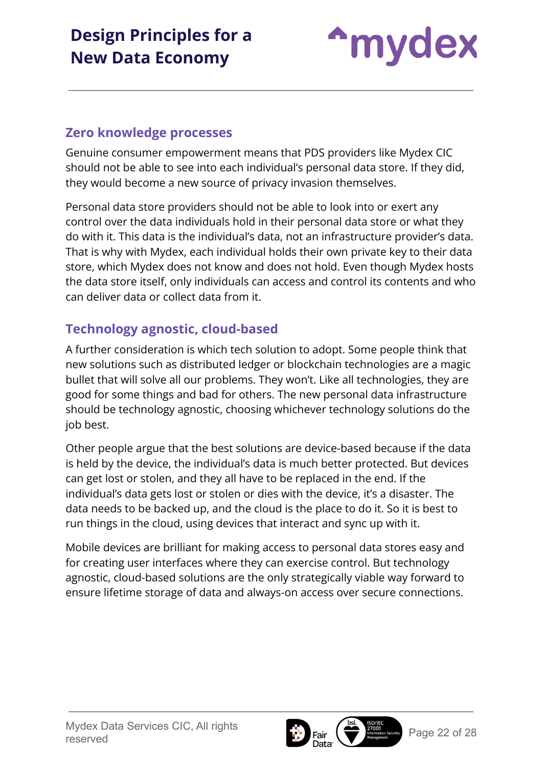## Zero knowledge processes

Genuine consumer empowerment means that PDS providers like Mydex CIC should not be able to see into each individual's personal data store. If they did, they would become a new source of privacy invasion themselves.

Personal data store providers should not be able to look into or exert any control over the data individuals hold in their personal data store or what they do with it. This data is the individual's data, not an infrastructure provider's data. That is why with Mydex, each individual holds their own private key to their data store, which Mydex does not know and does not hold. Even though Mydex hosts the data store itself, only individuals can access and control its contents and who can deliver data or collect data from it.

## Technology agnostic, cloud-based

A further consideration is which tech solution to adopt. Some people think that new solutions such as distributed ledger or blockchain technologies are a magic bullet that will solve all our problems. They won't. Like all technologies, they are good for some things and bad for others. The new personal data infrastructure should be technology agnostic, choosing whichever technology solutions do the job best.

Other people argue that the best solutions are device-based because if the data is held by the device, the individual's data is much better protected. But devices can get lost or stolen, and they all have to be replaced in the end. If the individual's data gets lost or stolen or dies with the device, it's a disaster. The data needs to be backed up, and the cloud is the place to do it. So it is best to run things in the cloud, using devices that interact and sync up with it.

Mobile devices are brilliant for making access to personal data stores easy and for creating user interfaces where they can exercise control. But technology agnostic, cloud-based solutions are the only strategically viable way forward to ensure lifetime storage of data and always-on access over secure connections.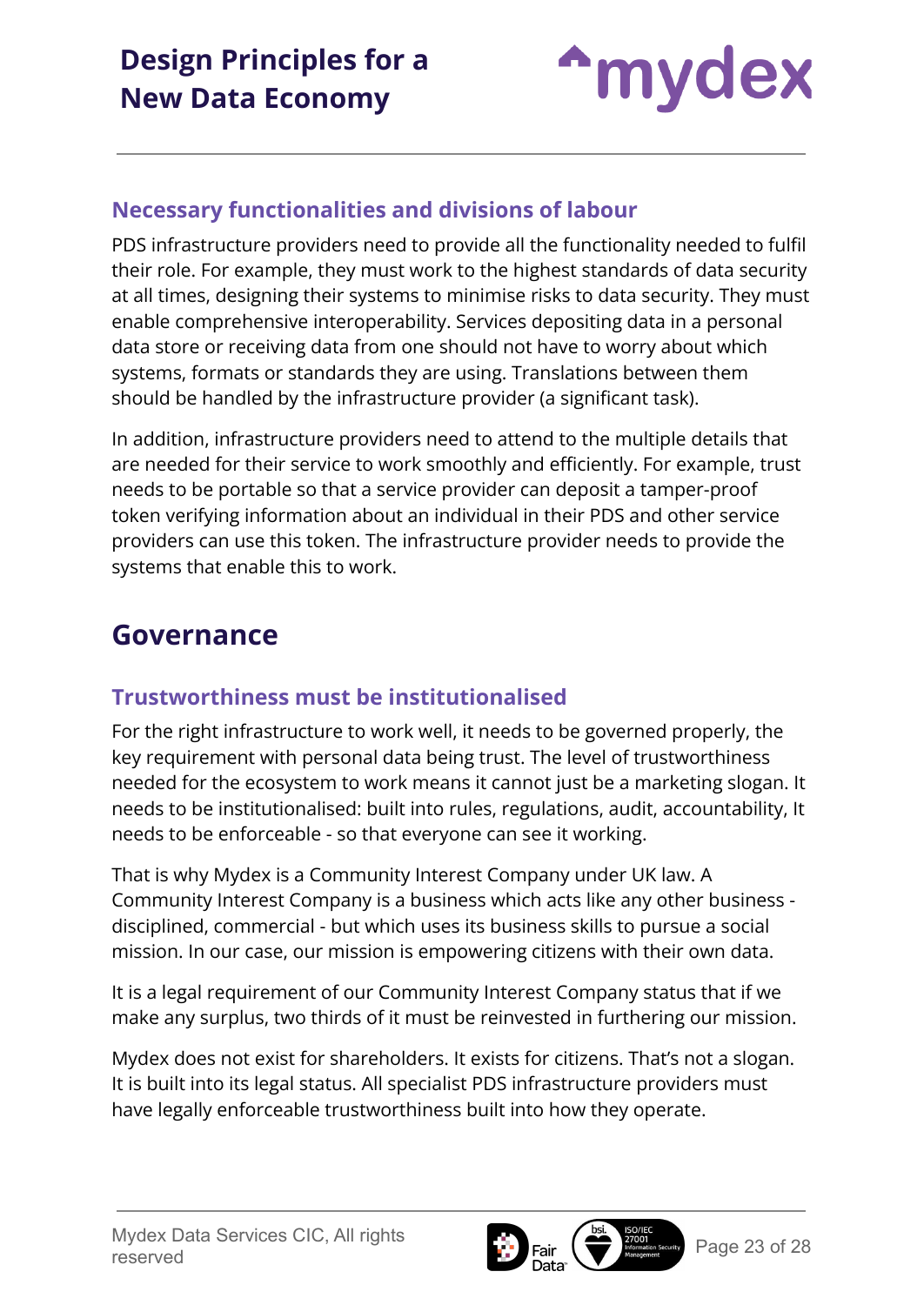### Necessary functionalities and divisions of labour

PDS infrastructure providers need to provide all the functionality needed to fulfil their role. For example, they must work to the highest standards of data security at all times, designing their systems to minimise risks to data security. They must enable comprehensive interoperability. Services depositing data in a personal data store or receiving data from one should not have to worry about which systems, formats or standards they are using. Translations between them should be handled by the infrastructure provider (a significant task).

In addition, infrastructure providers need to attend to the multiple details that are needed for their service to work smoothly and efficiently. For example, trust needs to be portable so that a service provider can deposit a tamper-proof token verifying information about an individual in their PDS and other service providers can use this token. The infrastructure provider needs to provide the systems that enable this to work.

## Governance

### Trustworthiness must be institutionalised

For the right infrastructure to work well, it needs to be governed properly, the key requirement with personal data being trust. The level of trustworthiness needed for the ecosystem to work means it cannot just be a marketing slogan. It needs to be institutionalised: built into rules, regulations, audit, accountability, It needs to be enforceable - so that everyone can see it working.

That is why Mydex is a Community Interest Company under UK law. A Community Interest Company is a business which acts like any other business - disciplined, commercial - but which uses its business skills to pursue a social mission. In our case, our mission is empowering citizens with their own data.

It is a legal requirement of our Community Interest Company status that if we make any surplus, two thirds of it must be reinvested in furthering our mission.

Mydex does not exist for shareholders. It exists for citizens. That's not a slogan. It is built into its legal status. All specialist PDS infrastructure providers must have legally enforceable trustworthiness built into how they operate.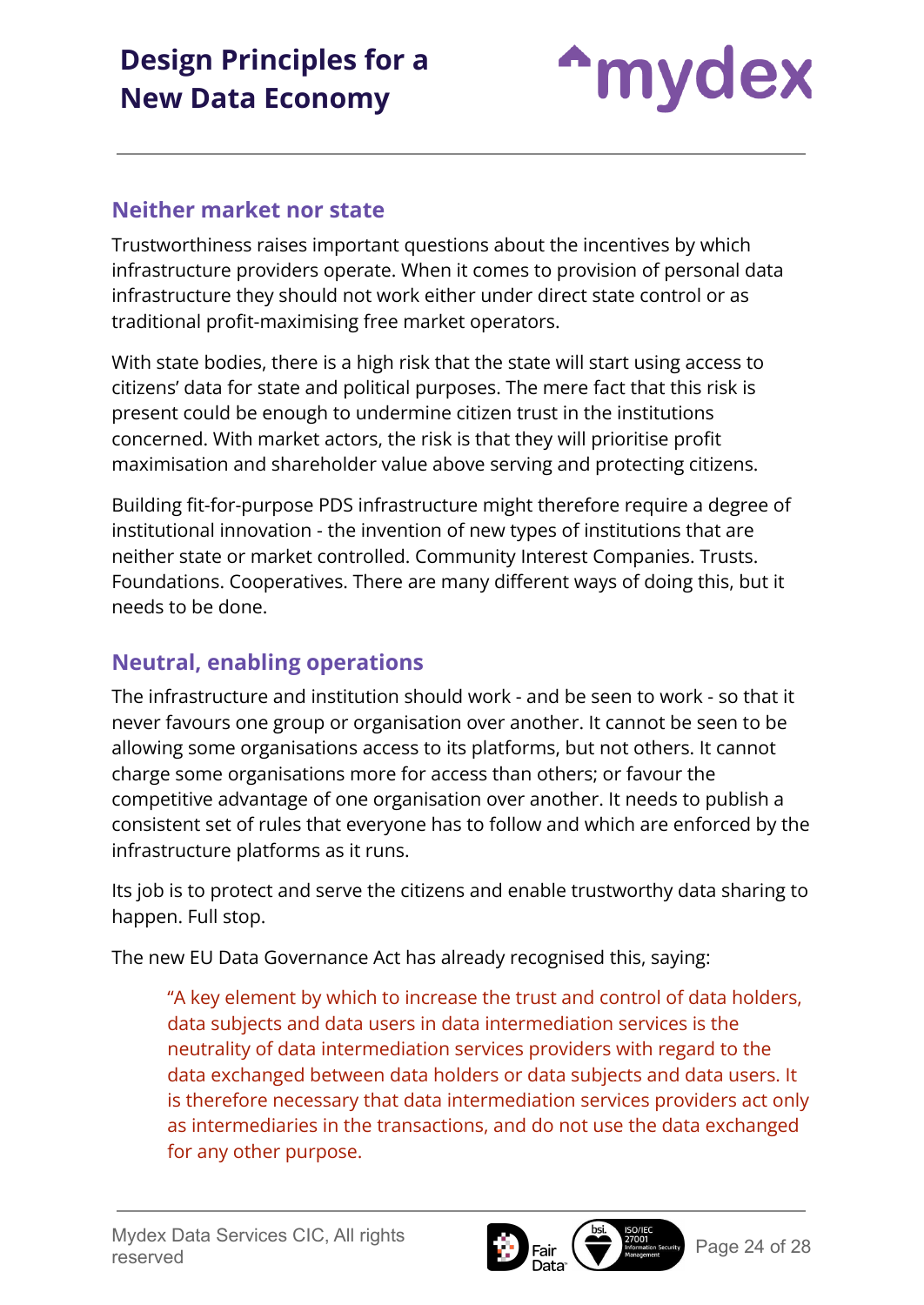## Neither market nor state

Trustworthiness raises important questions about the incentives by which infrastructure providers operate. When it comes to provision of personal data infrastructure they should not work either under direct state control or as traditional profit-maximising free market operators.

With state bodies, there is a high risk that the state will start using access to citizens' data for state and political purposes. The mere fact that this risk is present could be enough to undermine citizen trust in the institutions concerned. With market actors, the risk is that they will prioritise profit maximisation and shareholder value above serving and protecting citizens.

Building fit-for-purpose PDS infrastructure might therefore require a degree of institutional innovation - the invention of new types of institutions that are neither state or market controlled. Community Interest Companies. Trusts. Foundations. Cooperatives. There are many different ways of doing this, but it needs to be done.

## Neutral, enabling operations

The infrastructure and institution should work - and be seen to work - so that it never favours one group or organisation over another. It cannot be seen to be allowing some organisations access to its platforms, but not others. It cannot charge some organisations more for access than others; or favour the competitive advantage of one organisation over another. It needs to publish a consistent set of rules that everyone has to follow and which are enforced by the infrastructure platforms as it runs.

Its job is to protect and serve the citizens and enable trustworthy data sharing to happen. Full stop.

The new EU Data Governance Act has already recognised this, saying:

> "A key element by which to increase the trust and control of data holders, data subjects and data users in data intermediation services is the neutrality of data intermediation services providers with regard to the data exchanged between data holders or data subjects and data users. It is therefore necessary that data intermediation services providers act only as intermediaries in the transactions, and do not use the data exchanged for any other purpose.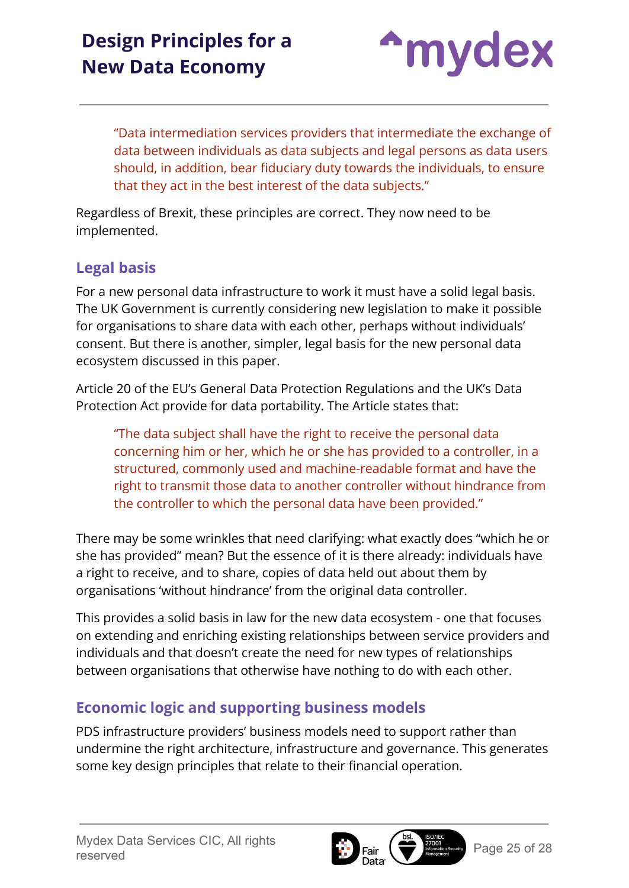> "Data intermediation services providers that intermediate the exchange of data between individuals as data subjects and legal persons as data users should, in addition, bear fiduciary duty towards the individuals, to ensure that they act in the best interest of the data subjects."

Regardless of Brexit, these principles are correct. They now need to be implemented.

## Legal basis

For a new personal data infrastructure to work it must have a solid legal basis. The UK Government is currently considering new legislation to make it possible for organisations to share data with each other, perhaps without individuals' consent. But there is another, simpler, legal basis for the new personal data ecosystem discussed in this paper.

Article 20 of the EU's General Data Protection Regulations and the UK's Data Protection Act provide for data portability. The Article states that:

> "The data subject shall have the right to receive the personal data concerning him or her, which he or she has provided to a controller, in a structured, commonly used and machine-readable format and have the right to transmit those data to another controller without hindrance from the controller to which the personal data have been provided."

There may be some wrinkles that need clarifying: what exactly does "which he or she has provided" mean? But the essence of it is there already: individuals have a right to receive, and to share, copies of data held out about them by organisations 'without hindrance' from the original data controller.

This provides a solid basis in law for the new data ecosystem - one that focuses on extending and enriching existing relationships between service providers and individuals and that doesn't create the need for new types of relationships between organisations that otherwise have nothing to do with each other.

## Economic logic and supporting business models

PDS infrastructure providers' business models need to support rather than undermine the right architecture, infrastructure and governance. This generates some key design principles that relate to their financial operation.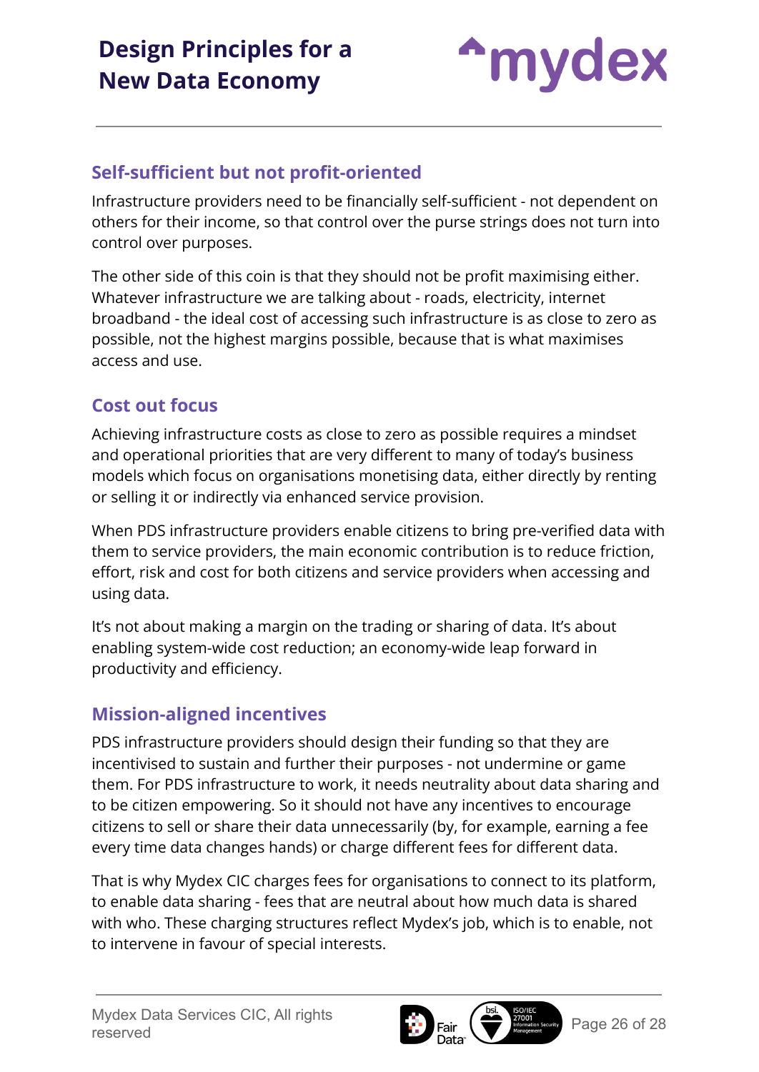## Self-sufficient but not profit-oriented

Infrastructure providers need to be financially self-sufficient - not dependent on others for their income, so that control over the purse strings does not turn into control over purposes.

The other side of this coin is that they should not be profit maximising either. Whatever infrastructure we are talking about - roads, electricity, internet broadband - the ideal cost of accessing such infrastructure is as close to zero as possible, not the highest margins possible, because that is what maximises access and use.

## Cost out focus

Achieving infrastructure costs as close to zero as possible requires a mindset and operational priorities that are very different to many of today's business models which focus on organisations monetising data, either directly by renting or selling it or indirectly via enhanced service provision.

When PDS infrastructure providers enable citizens to bring pre-verified data with them to service providers, the main economic contribution is to reduce friction, effort, risk and cost for both citizens and service providers when accessing and using data.

It's not about making a margin on the trading or sharing of data. It's about enabling system-wide cost reduction; an economy-wide leap forward in productivity and efficiency.

## Mission-aligned incentives

PDS infrastructure providers should design their funding so that they are incentivised to sustain and further their purposes - not undermine or game them. For PDS infrastructure to work, it needs neutrality about data sharing and to be citizen empowering. So it should not have any incentives to encourage citizens to sell or share their data unnecessarily (by, for example, earning a fee every time data changes hands) or charge different fees for different data.

That is why Mydex CIC charges fees for organisations to connect to its platform, to enable data sharing - fees that are neutral about how much data is shared with who. These charging structures reflect Mydex's job, which is to enable, not to intervene in favour of special interests.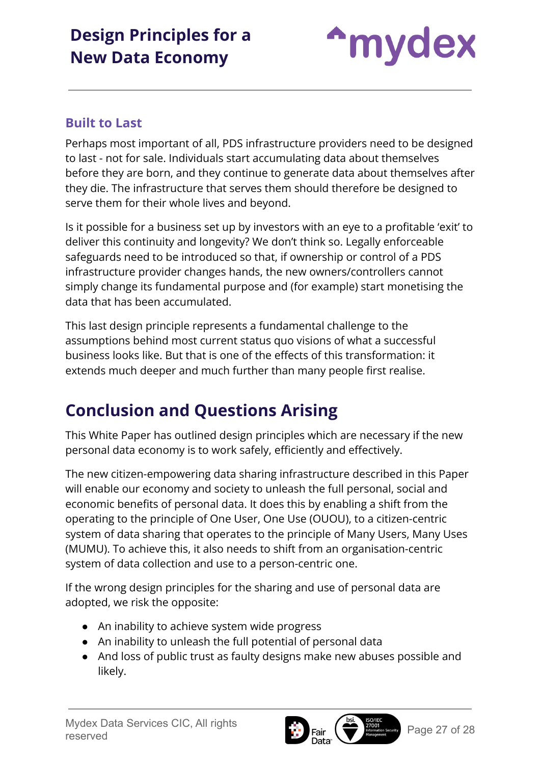### Built to Last

Perhaps most important of all, PDS infrastructure providers need to be designed to last - not for sale. Individuals start accumulating data about themselves before they are born, and they continue to generate data about themselves after they die. The infrastructure that serves them should therefore be designed to serve them for their whole lives and beyond.

Is it possible for a business set up by investors with an eye to a profitable 'exit' to deliver this continuity and longevity? We don't think so. Legally enforceable safeguards need to be introduced so that, if ownership or control of a PDS infrastructure provider changes hands, the new owners/controllers cannot simply change its fundamental purpose and (for example) start monetising the data that has been accumulated.

This last design principle represents a fundamental challenge to the assumptions behind most current status quo visions of what a successful business looks like. But that is one of the effects of this transformation: it extends much deeper and much further than many people first realise.

## Conclusion and Questions Arising

This White Paper has outlined design principles which are necessary if the new personal data economy is to work safely, efficiently and effectively.

The new citizen-empowering data sharing infrastructure described in this Paper will enable our economy and society to unleash the full personal, social and economic benefits of personal data. It does this by enabling a shift from the operating to the principle of One User, One Use (OUOU), to a citizen-centric system of data sharing that operates to the principle of Many Users, Many Uses (MUMU). To achieve this, it also needs to shift from an organisation-centric system of data collection and use to a person-centric one.

If the wrong design principles for the sharing and use of personal data are adopted, we risk the opposite:

- An inability to achieve system wide progress
- An inability to unleash the full potential of personal data
- And loss of public trust as faulty designs make new abuses possible and likely.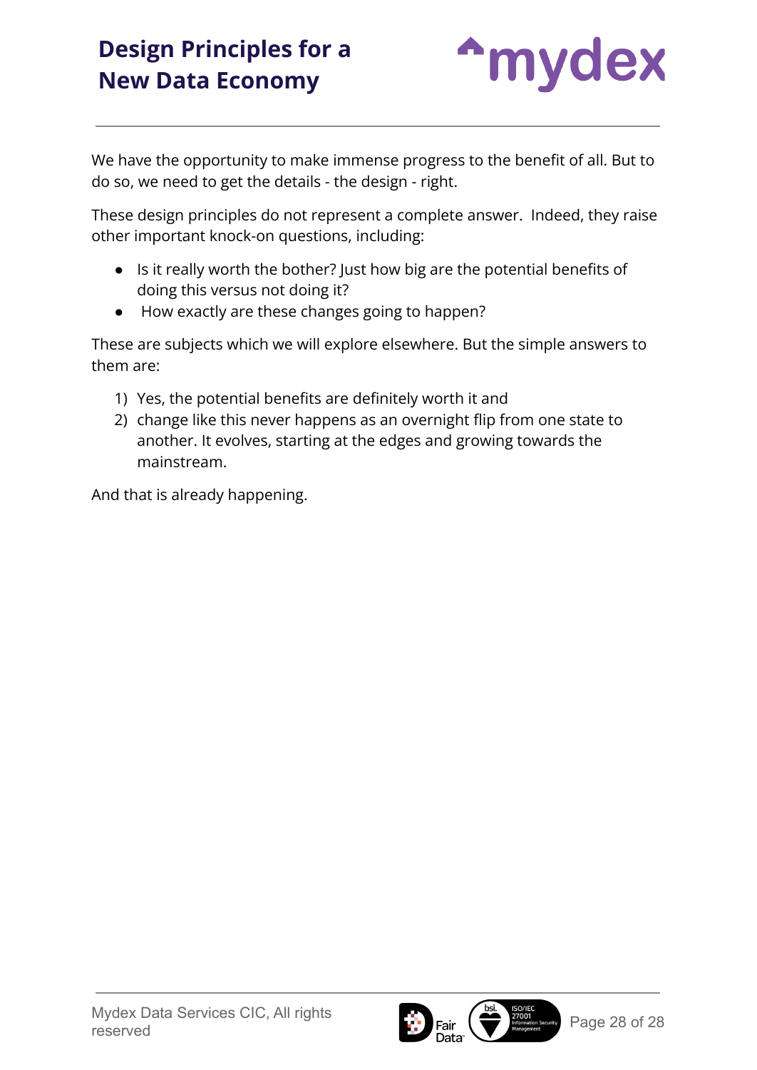We have the opportunity to make immense progress to the benefit of all. But to do so, we need to get the details - the design - right.

These design principles do not represent a complete answer. Indeed, they raise other important knock-on questions, including:

- Is it really worth the bother? Just how big are the potential benefits of doing this versus not doing it?
- How exactly are these changes going to happen?

These are subjects which we will explore elsewhere. But the simple answers to them are:

1) Yes, the potential benefits are definitely worth it and
2) change like this never happens as an overnight flip from one state to another. It evolves, starting at the edges and growing towards the mainstream.

And that is already happening.